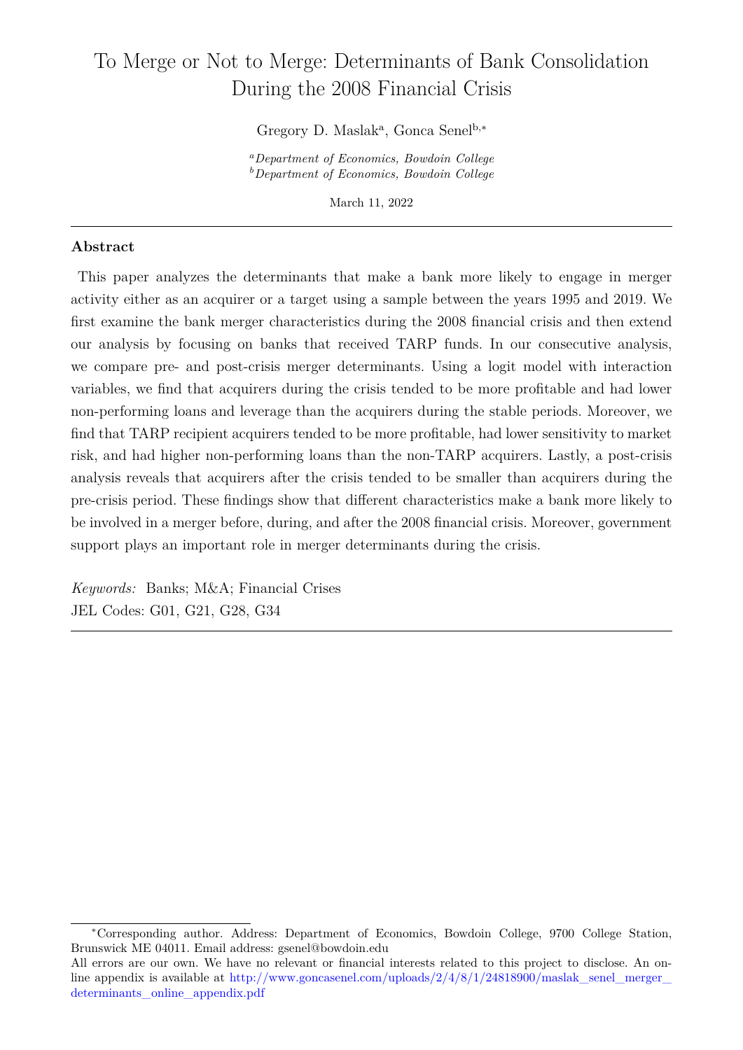# To Merge or Not to Merge: Determinants of Bank Consolidation During the 2008 Financial Crisis

Gregory D. Maslak[a], Gonca Senel[b,*]

[a]*Department of Economics, Bowdoin College*
[b]*Department of Economics, Bowdoin College*

March 11, 2022

---

## Abstract

This paper analyzes the determinants that make a bank more likely to engage in merger activity either as an acquirer or a target using a sample between the years 1995 and 2019. We first examine the bank merger characteristics during the 2008 financial crisis and then extend our analysis by focusing on banks that received TARP funds. In our consecutive analysis, we compare pre- and post-crisis merger determinants. Using a logit model with interaction variables, we find that acquirers during the crisis tended to be more profitable and had lower non-performing loans and leverage than the acquirers during the stable periods. Moreover, we find that TARP recipient acquirers tended to be more profitable, had lower sensitivity to market risk, and had higher non-performing loans than the non-TARP acquirers. Lastly, a post-crisis analysis reveals that acquirers after the crisis tended to be smaller than acquirers during the pre-crisis period. These findings show that different characteristics make a bank more likely to be involved in a merger before, during, and after the 2008 financial crisis. Moreover, government support plays an important role in merger determinants during the crisis.

*Keywords:* Banks; M&A; Financial Crises
JEL Codes: G01, G21, G28, G34

---

[*]Corresponding author. Address: Department of Economics, Bowdoin College, 9700 College Station, Brunswick ME 04011. Email address: gsenel@bowdoin.edu
All errors are our own. We have no relevant or financial interests related to this project to disclose. An online appendix is available at http://www.goncasenel.com/uploads/2/4/8/1/24818900/maslak_senel_merger_determinants_online_appendix.pdf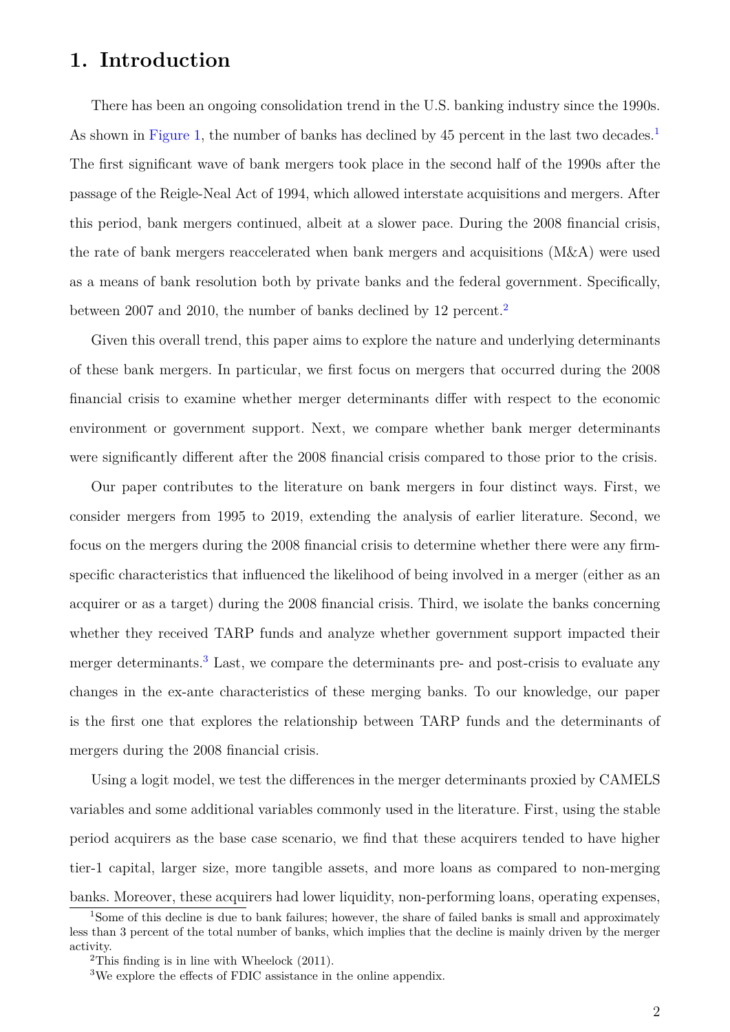# 1. Introduction

There has been an ongoing consolidation trend in the U.S. banking industry since the 1990s. As shown in Figure 1, the number of banks has declined by 45 percent in the last two decades.[1] The first significant wave of bank mergers took place in the second half of the 1990s after the passage of the Reigle-Neal Act of 1994, which allowed interstate acquisitions and mergers. After this period, bank mergers continued, albeit at a slower pace. During the 2008 financial crisis, the rate of bank mergers reaccelerated when bank mergers and acquisitions (M&A) were used as a means of bank resolution both by private banks and the federal government. Specifically, between 2007 and 2010, the number of banks declined by 12 percent.[2]

Given this overall trend, this paper aims to explore the nature and underlying determinants of these bank mergers. In particular, we first focus on mergers that occurred during the 2008 financial crisis to examine whether merger determinants differ with respect to the economic environment or government support. Next, we compare whether bank merger determinants were significantly different after the 2008 financial crisis compared to those prior to the crisis.

Our paper contributes to the literature on bank mergers in four distinct ways. First, we consider mergers from 1995 to 2019, extending the analysis of earlier literature. Second, we focus on the mergers during the 2008 financial crisis to determine whether there were any firm-specific characteristics that influenced the likelihood of being involved in a merger (either as an acquirer or as a target) during the 2008 financial crisis. Third, we isolate the banks concerning whether they received TARP funds and analyze whether government support impacted their merger determinants.[3] Last, we compare the determinants pre- and post-crisis to evaluate any changes in the ex-ante characteristics of these merging banks. To our knowledge, our paper is the first one that explores the relationship between TARP funds and the determinants of mergers during the 2008 financial crisis.

Using a logit model, we test the differences in the merger determinants proxied by CAMELS variables and some additional variables commonly used in the literature. First, using the stable period acquirers as the base case scenario, we find that these acquirers tended to have higher tier-1 capital, larger size, more tangible assets, and more loans as compared to non-merging banks. Moreover, these acquirers had lower liquidity, non-performing loans, operating expenses,

---

[1] Some of this decline is due to bank failures; however, the share of failed banks is small and approximately less than 3 percent of the total number of banks, which implies that the decline is mainly driven by the merger activity.

[2] This finding is in line with Wheelock (2011).

[3] We explore the effects of FDIC assistance in the online appendix.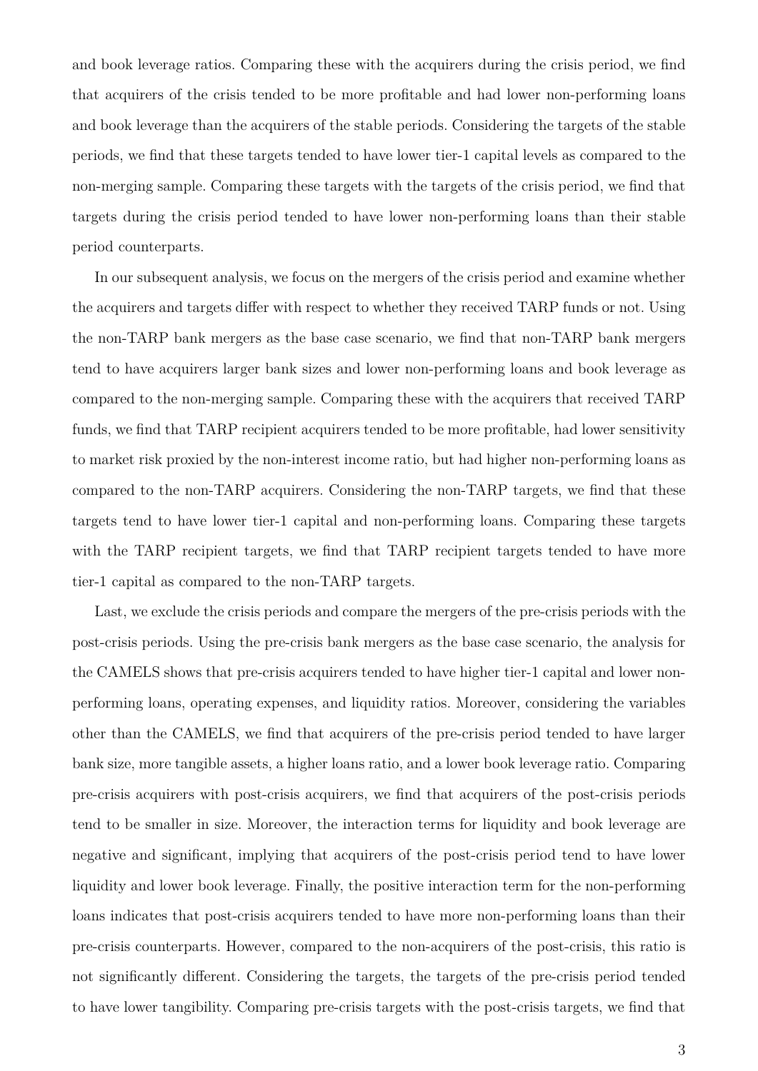and book leverage ratios. Comparing these with the acquirers during the crisis period, we find that acquirers of the crisis tended to be more profitable and had lower non-performing loans and book leverage than the acquirers of the stable periods. Considering the targets of the stable periods, we find that these targets tended to have lower tier-1 capital levels as compared to the non-merging sample. Comparing these targets with the targets of the crisis period, we find that targets during the crisis period tended to have lower non-performing loans than their stable period counterparts.

In our subsequent analysis, we focus on the mergers of the crisis period and examine whether the acquirers and targets differ with respect to whether they received TARP funds or not. Using the non-TARP bank mergers as the base case scenario, we find that non-TARP bank mergers tend to have acquirers larger bank sizes and lower non-performing loans and book leverage as compared to the non-merging sample. Comparing these with the acquirers that received TARP funds, we find that TARP recipient acquirers tended to be more profitable, had lower sensitivity to market risk proxied by the non-interest income ratio, but had higher non-performing loans as compared to the non-TARP acquirers. Considering the non-TARP targets, we find that these targets tend to have lower tier-1 capital and non-performing loans. Comparing these targets with the TARP recipient targets, we find that TARP recipient targets tended to have more tier-1 capital as compared to the non-TARP targets.

Last, we exclude the crisis periods and compare the mergers of the pre-crisis periods with the post-crisis periods. Using the pre-crisis bank mergers as the base case scenario, the analysis for the CAMELS shows that pre-crisis acquirers tended to have higher tier-1 capital and lower non-performing loans, operating expenses, and liquidity ratios. Moreover, considering the variables other than the CAMELS, we find that acquirers of the pre-crisis period tended to have larger bank size, more tangible assets, a higher loans ratio, and a lower book leverage ratio. Comparing pre-crisis acquirers with post-crisis acquirers, we find that acquirers of the post-crisis periods tend to be smaller in size. Moreover, the interaction terms for liquidity and book leverage are negative and significant, implying that acquirers of the post-crisis period tend to have lower liquidity and lower book leverage. Finally, the positive interaction term for the non-performing loans indicates that post-crisis acquirers tended to have more non-performing loans than their pre-crisis counterparts. However, compared to the non-acquirers of the post-crisis, this ratio is not significantly different. Considering the targets, the targets of the pre-crisis period tended to have lower tangibility. Comparing pre-crisis targets with the post-crisis targets, we find that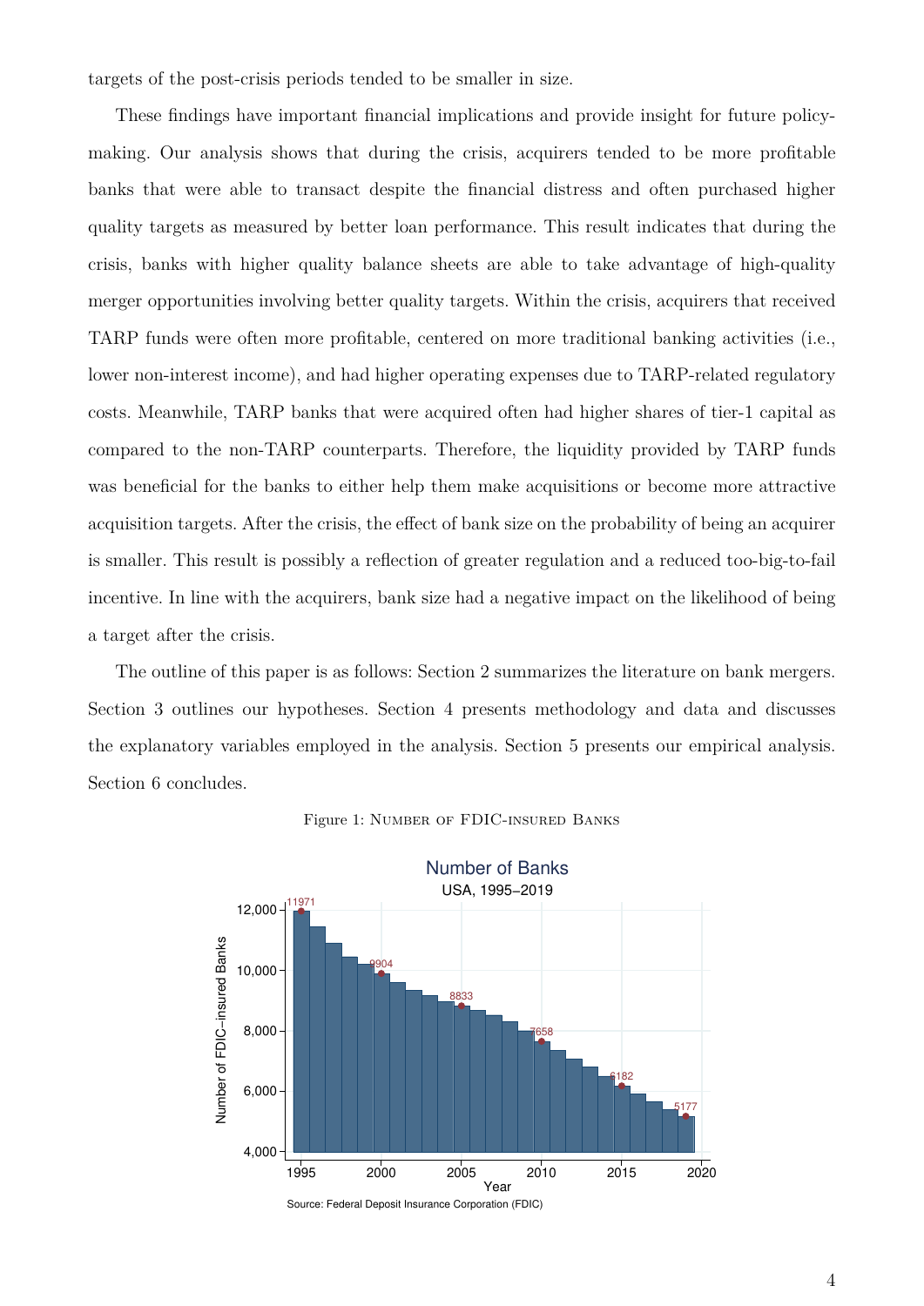targets of the post-crisis periods tended to be smaller in size.

These findings have important financial implications and provide insight for future policy-making. Our analysis shows that during the crisis, acquirers tended to be more profitable banks that were able to transact despite the financial distress and often purchased higher quality targets as measured by better loan performance. This result indicates that during the crisis, banks with higher quality balance sheets are able to take advantage of high-quality merger opportunities involving better quality targets. Within the crisis, acquirers that received TARP funds were often more profitable, centered on more traditional banking activities (i.e., lower non-interest income), and had higher operating expenses due to TARP-related regulatory costs. Meanwhile, TARP banks that were acquired often had higher shares of tier-1 capital as compared to the non-TARP counterparts. Therefore, the liquidity provided by TARP funds was beneficial for the banks to either help them make acquisitions or become more attractive acquisition targets. After the crisis, the effect of bank size on the probability of being an acquirer is smaller. This result is possibly a reflection of greater regulation and a reduced too-big-to-fail incentive. In line with the acquirers, bank size had a negative impact on the likelihood of being a target after the crisis.

The outline of this paper is as follows: Section 2 summarizes the literature on bank mergers. Section 3 outlines our hypotheses. Section 4 presents methodology and data and discusses the explanatory variables employed in the analysis. Section 5 presents our empirical analysis. Section 6 concludes.

Figure 1: Number of FDIC-insured Banks

Number of Banks
USA, 1995–2019

Source: Federal Deposit Insurance Corporation (FDIC)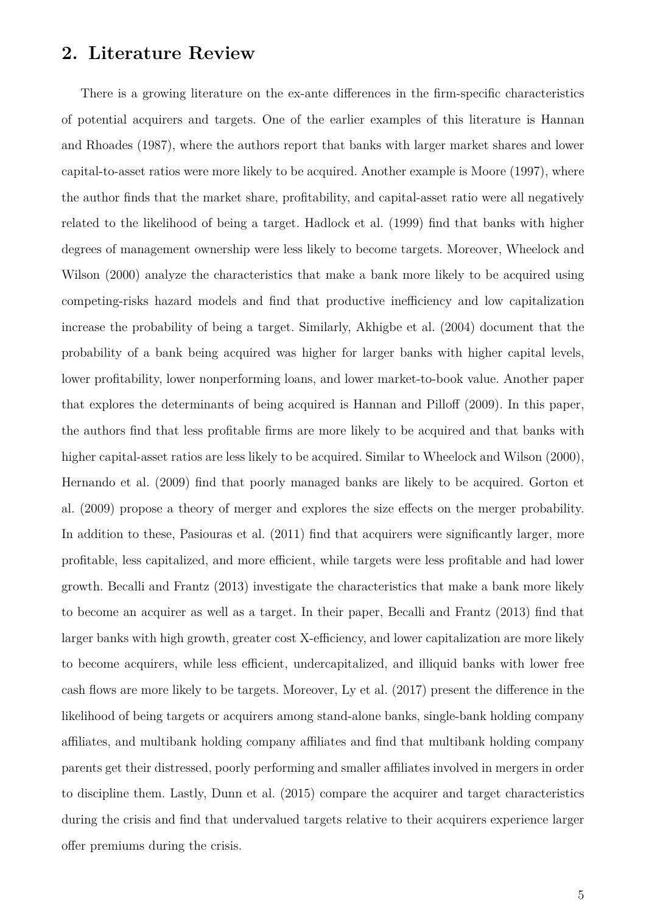## 2. Literature Review

There is a growing literature on the ex-ante differences in the firm-specific characteristics of potential acquirers and targets. One of the earlier examples of this literature is Hannan and Rhoades (1987), where the authors report that banks with larger market shares and lower capital-to-asset ratios were more likely to be acquired. Another example is Moore (1997), where the author finds that the market share, profitability, and capital-asset ratio were all negatively related to the likelihood of being a target. Hadlock et al. (1999) find that banks with higher degrees of management ownership were less likely to become targets. Moreover, Wheelock and Wilson (2000) analyze the characteristics that make a bank more likely to be acquired using competing-risks hazard models and find that productive inefficiency and low capitalization increase the probability of being a target. Similarly, Akhigbe et al. (2004) document that the probability of a bank being acquired was higher for larger banks with higher capital levels, lower profitability, lower nonperforming loans, and lower market-to-book value. Another paper that explores the determinants of being acquired is Hannan and Pilloff (2009). In this paper, the authors find that less profitable firms are more likely to be acquired and that banks with higher capital-asset ratios are less likely to be acquired. Similar to Wheelock and Wilson (2000), Hernando et al. (2009) find that poorly managed banks are likely to be acquired. Gorton et al. (2009) propose a theory of merger and explores the size effects on the merger probability. In addition to these, Pasiouras et al. (2011) find that acquirers were significantly larger, more profitable, less capitalized, and more efficient, while targets were less profitable and had lower growth. Becalli and Frantz (2013) investigate the characteristics that make a bank more likely to become an acquirer as well as a target. In their paper, Becalli and Frantz (2013) find that larger banks with high growth, greater cost X-efficiency, and lower capitalization are more likely to become acquirers, while less efficient, undercapitalized, and illiquid banks with lower free cash flows are more likely to be targets. Moreover, Ly et al. (2017) present the difference in the likelihood of being targets or acquirers among stand-alone banks, single-bank holding company affiliates, and multibank holding company affiliates and find that multibank holding company parents get their distressed, poorly performing and smaller affiliates involved in mergers in order to discipline them. Lastly, Dunn et al. (2015) compare the acquirer and target characteristics during the crisis and find that undervalued targets relative to their acquirers experience larger offer premiums during the crisis.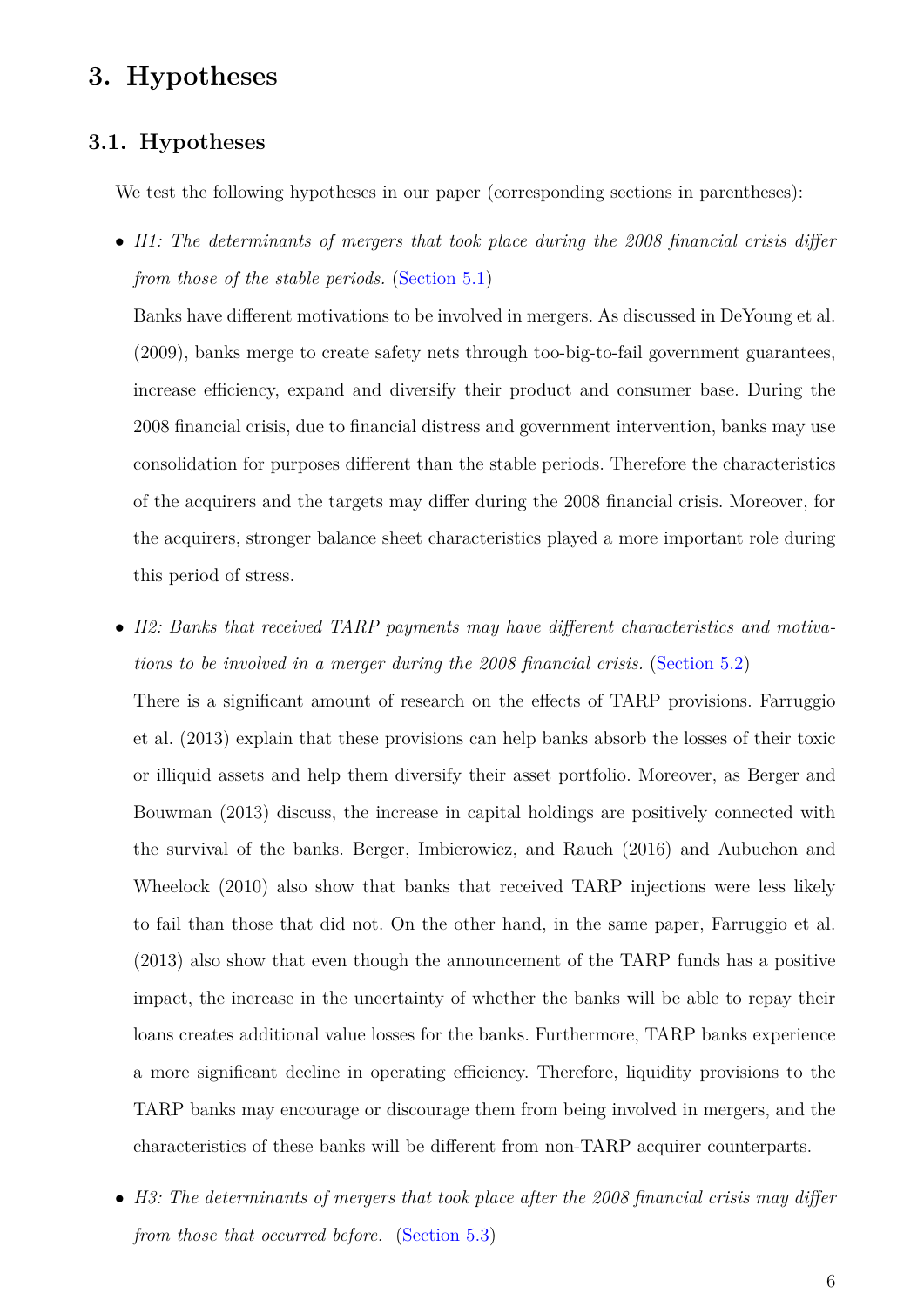# 3. Hypotheses

## 3.1. Hypotheses

We test the following hypotheses in our paper (corresponding sections in parentheses):

- *H1: The determinants of mergers that took place during the 2008 financial crisis differ from those of the stable periods.* (Section 5.1)

  Banks have different motivations to be involved in mergers. As discussed in DeYoung et al. (2009), banks merge to create safety nets through too-big-to-fail government guarantees, increase efficiency, expand and diversify their product and consumer base. During the 2008 financial crisis, due to financial distress and government intervention, banks may use consolidation for purposes different than the stable periods. Therefore the characteristics of the acquirers and the targets may differ during the 2008 financial crisis. Moreover, for the acquirers, stronger balance sheet characteristics played a more important role during this period of stress.

- *H2: Banks that received TARP payments may have different characteristics and motivations to be involved in a merger during the 2008 financial crisis.* (Section 5.2)

  There is a significant amount of research on the effects of TARP provisions. Farruggio et al. (2013) explain that these provisions can help banks absorb the losses of their toxic or illiquid assets and help them diversify their asset portfolio. Moreover, as Berger and Bouwman (2013) discuss, the increase in capital holdings are positively connected with the survival of the banks. Berger, Imbierowicz, and Rauch (2016) and Aubuchon and Wheelock (2010) also show that banks that received TARP injections were less likely to fail than those that did not. On the other hand, in the same paper, Farruggio et al. (2013) also show that even though the announcement of the TARP funds has a positive impact, the increase in the uncertainty of whether the banks will be able to repay their loans creates additional value losses for the banks. Furthermore, TARP banks experience a more significant decline in operating efficiency. Therefore, liquidity provisions to the TARP banks may encourage or discourage them from being involved in mergers, and the characteristics of these banks will be different from non-TARP acquirer counterparts.

- *H3: The determinants of mergers that took place after the 2008 financial crisis may differ from those that occurred before.* (Section 5.3)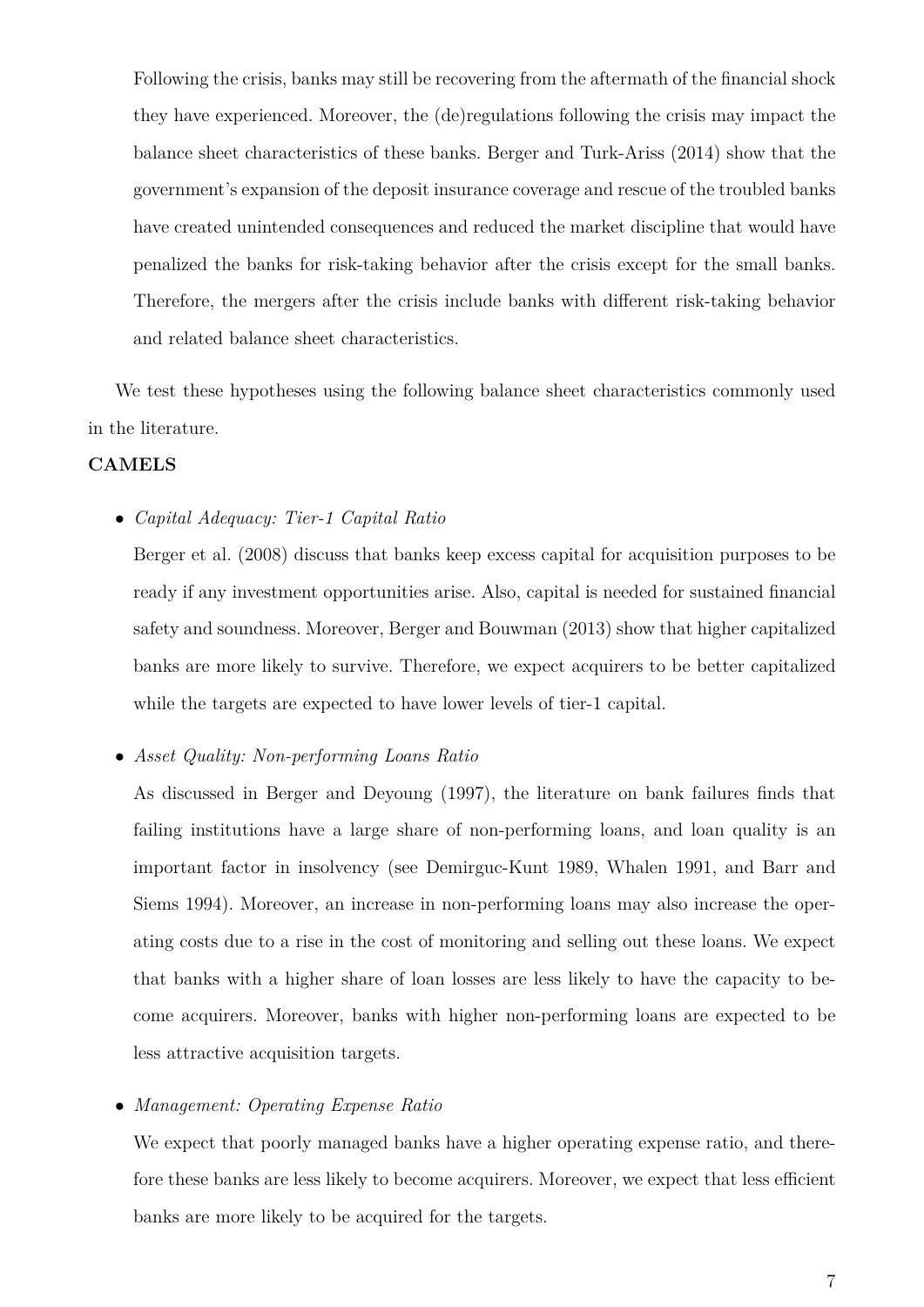Following the crisis, banks may still be recovering from the aftermath of the financial shock they have experienced. Moreover, the (de)regulations following the crisis may impact the balance sheet characteristics of these banks. Berger and Turk-Ariss (2014) show that the government's expansion of the deposit insurance coverage and rescue of the troubled banks have created unintended consequences and reduced the market discipline that would have penalized the banks for risk-taking behavior after the crisis except for the small banks. Therefore, the mergers after the crisis include banks with different risk-taking behavior and related balance sheet characteristics.

We test these hypotheses using the following balance sheet characteristics commonly used in the literature.

**CAMELS**

- *Capital Adequacy: Tier-1 Capital Ratio*

  Berger et al. (2008) discuss that banks keep excess capital for acquisition purposes to be ready if any investment opportunities arise. Also, capital is needed for sustained financial safety and soundness. Moreover, Berger and Bouwman (2013) show that higher capitalized banks are more likely to survive. Therefore, we expect acquirers to be better capitalized while the targets are expected to have lower levels of tier-1 capital.

- *Asset Quality: Non-performing Loans Ratio*

  As discussed in Berger and Deyoung (1997), the literature on bank failures finds that failing institutions have a large share of non-performing loans, and loan quality is an important factor in insolvency (see Demirguc-Kunt 1989, Whalen 1991, and Barr and Siems 1994). Moreover, an increase in non-performing loans may also increase the operating costs due to a rise in the cost of monitoring and selling out these loans. We expect that banks with a higher share of loan losses are less likely to have the capacity to become acquirers. Moreover, banks with higher non-performing loans are expected to be less attractive acquisition targets.

- *Management: Operating Expense Ratio*

  We expect that poorly managed banks have a higher operating expense ratio, and therefore these banks are less likely to become acquirers. Moreover, we expect that less efficient banks are more likely to be acquired for the targets.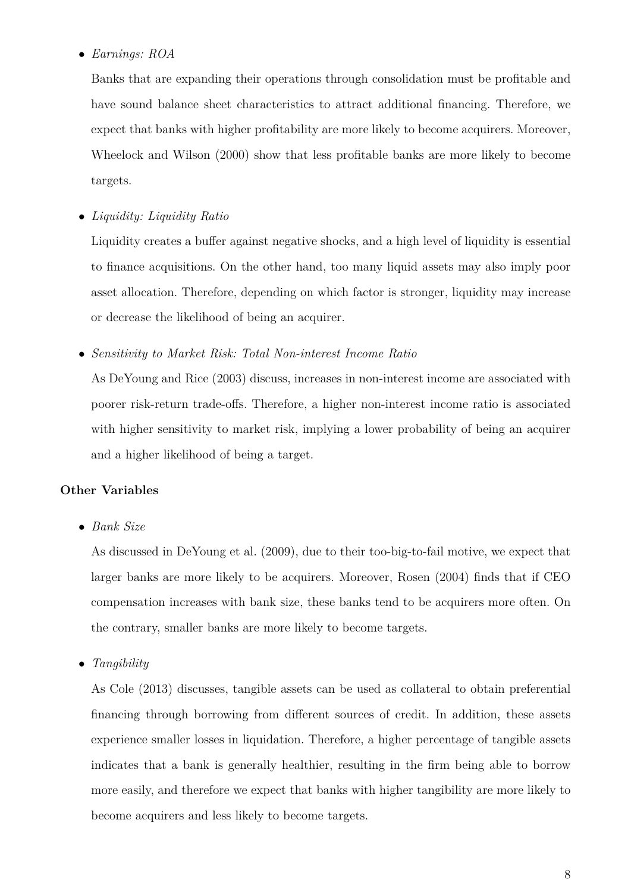- *Earnings: ROA*

  Banks that are expanding their operations through consolidation must be profitable and have sound balance sheet characteristics to attract additional financing. Therefore, we expect that banks with higher profitability are more likely to become acquirers. Moreover, Wheelock and Wilson (2000) show that less profitable banks are more likely to become targets.

- *Liquidity: Liquidity Ratio*

  Liquidity creates a buffer against negative shocks, and a high level of liquidity is essential to finance acquisitions. On the other hand, too many liquid assets may also imply poor asset allocation. Therefore, depending on which factor is stronger, liquidity may increase or decrease the likelihood of being an acquirer.

- *Sensitivity to Market Risk: Total Non-interest Income Ratio*

  As DeYoung and Rice (2003) discuss, increases in non-interest income are associated with poorer risk-return trade-offs. Therefore, a higher non-interest income ratio is associated with higher sensitivity to market risk, implying a lower probability of being an acquirer and a higher likelihood of being a target.

**Other Variables**

- *Bank Size*

  As discussed in DeYoung et al. (2009), due to their too-big-to-fail motive, we expect that larger banks are more likely to be acquirers. Moreover, Rosen (2004) finds that if CEO compensation increases with bank size, these banks tend to be acquirers more often. On the contrary, smaller banks are more likely to become targets.

- *Tangibility*

  As Cole (2013) discusses, tangible assets can be used as collateral to obtain preferential financing through borrowing from different sources of credit. In addition, these assets experience smaller losses in liquidation. Therefore, a higher percentage of tangible assets indicates that a bank is generally healthier, resulting in the firm being able to borrow more easily, and therefore we expect that banks with higher tangibility are more likely to become acquirers and less likely to become targets.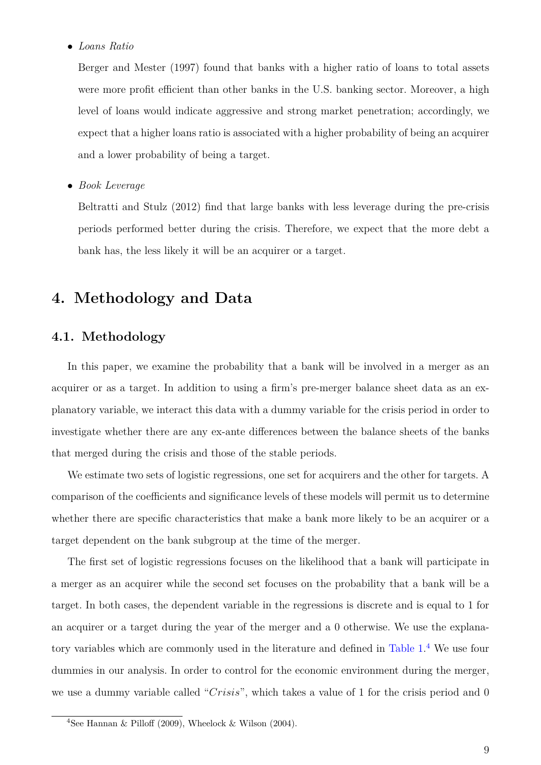- *Loans Ratio*

  Berger and Mester (1997) found that banks with a higher ratio of loans to total assets were more profit efficient than other banks in the U.S. banking sector. Moreover, a high level of loans would indicate aggressive and strong market penetration; accordingly, we expect that a higher loans ratio is associated with a higher probability of being an acquirer and a lower probability of being a target.

- *Book Leverage*

  Beltratti and Stulz (2012) find that large banks with less leverage during the pre-crisis periods performed better during the crisis. Therefore, we expect that the more debt a bank has, the less likely it will be an acquirer or a target.

# 4. Methodology and Data

## 4.1. Methodology

In this paper, we examine the probability that a bank will be involved in a merger as an acquirer or as a target. In addition to using a firm's pre-merger balance sheet data as an explanatory variable, we interact this data with a dummy variable for the crisis period in order to investigate whether there are any ex-ante differences between the balance sheets of the banks that merged during the crisis and those of the stable periods.

We estimate two sets of logistic regressions, one set for acquirers and the other for targets. A comparison of the coefficients and significance levels of these models will permit us to determine whether there are specific characteristics that make a bank more likely to be an acquirer or a target dependent on the bank subgroup at the time of the merger.

The first set of logistic regressions focuses on the likelihood that a bank will participate in a merger as an acquirer while the second set focuses on the probability that a bank will be a target. In both cases, the dependent variable in the regressions is discrete and is equal to 1 for an acquirer or a target during the year of the merger and a 0 otherwise. We use the explanatory variables which are commonly used in the literature and defined in Table 1.[4] We use four dummies in our analysis. In order to control for the economic environment during the merger, we use a dummy variable called "*Crisis*", which takes a value of 1 for the crisis period and 0

[4] See Hannan & Pilloff (2009), Wheelock & Wilson (2004).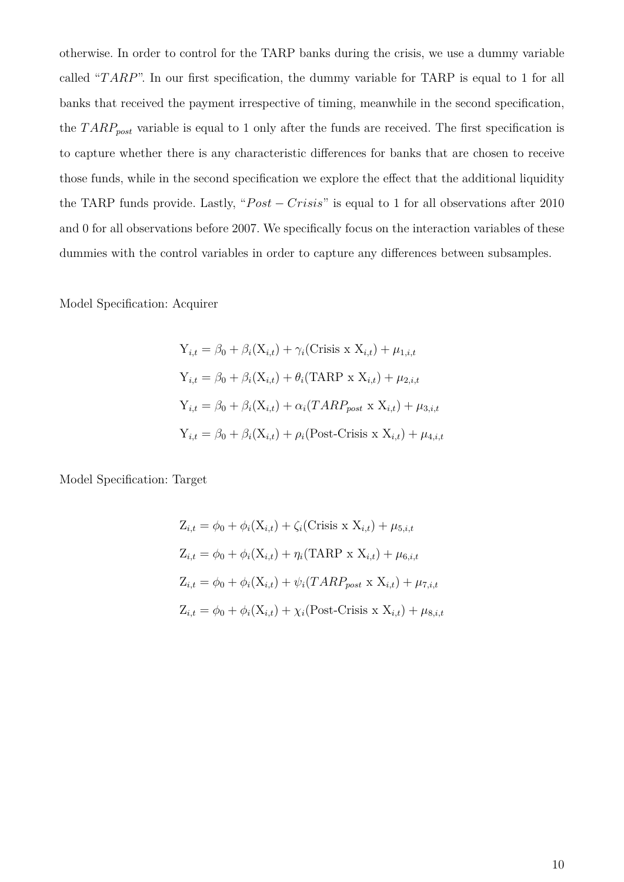otherwise. In order to control for the TARP banks during the crisis, we use a dummy variable called "$TARP$". In our first specification, the dummy variable for TARP is equal to 1 for all banks that received the payment irrespective of timing, meanwhile in the second specification, the $TARP_{post}$ variable is equal to 1 only after the funds are received. The first specification is to capture whether there is any characteristic differences for banks that are chosen to receive those funds, while in the second specification we explore the effect that the additional liquidity the TARP funds provide. Lastly, "$Post-Crisis$" is equal to 1 for all observations after 2010 and 0 for all observations before 2007. We specifically focus on the interaction variables of these dummies with the control variables in order to capture any differences between subsamples.

Model Specification: Acquirer

$$\mathrm{Y}_{i,t} = \beta_0 + \beta_i(\mathrm{X}_{i,t}) + \gamma_i(\text{Crisis x } \mathrm{X}_{i,t}) + \mu_{1,i,t}$$

$$\mathrm{Y}_{i,t} = \beta_0 + \beta_i(\mathrm{X}_{i,t}) + \theta_i(\text{TARP x } \mathrm{X}_{i,t}) + \mu_{2,i,t}$$

$$\mathrm{Y}_{i,t} = \beta_0 + \beta_i(\mathrm{X}_{i,t}) + \alpha_i(TARP_{post} \text{ x } \mathrm{X}_{i,t}) + \mu_{3,i,t}$$

$$\mathrm{Y}_{i,t} = \beta_0 + \beta_i(\mathrm{X}_{i,t}) + \rho_i(\text{Post-Crisis x } \mathrm{X}_{i,t}) + \mu_{4,i,t}$$

Model Specification: Target

$$\mathrm{Z}_{i,t} = \phi_0 + \phi_i(\mathrm{X}_{i,t}) + \zeta_i(\text{Crisis x } \mathrm{X}_{i,t}) + \mu_{5,i,t}$$

$$\mathrm{Z}_{i,t} = \phi_0 + \phi_i(\mathrm{X}_{i,t}) + \eta_i(\text{TARP x } \mathrm{X}_{i,t}) + \mu_{6,i,t}$$

$$\mathrm{Z}_{i,t} = \phi_0 + \phi_i(\mathrm{X}_{i,t}) + \psi_i(TARP_{post} \text{ x } \mathrm{X}_{i,t}) + \mu_{7,i,t}$$

$$\mathrm{Z}_{i,t} = \phi_0 + \phi_i(\mathrm{X}_{i,t}) + \chi_i(\text{Post-Crisis x } \mathrm{X}_{i,t}) + \mu_{8,i,t}$$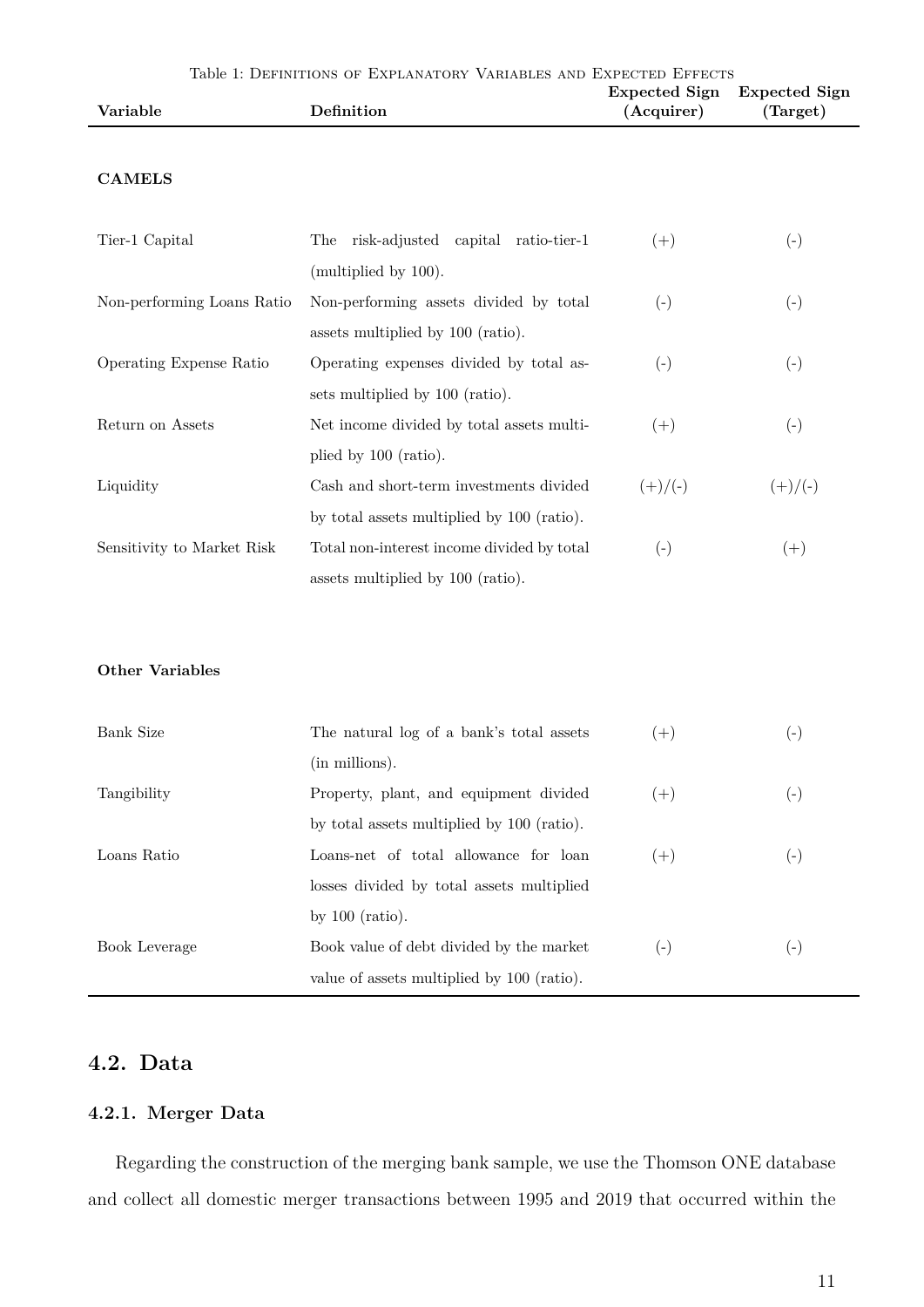Table 1: Definitions of Explanatory Variables and Expected Effects

| Variable | Definition | Expected Sign (Acquirer) | Expected Sign (Target) |
|---|---|---|---|
| **CAMELS** | | | |
| Tier-1 Capital | The risk-adjusted capital ratio-tier-1 (multiplied by 100). | (+) | (-) |
| Non-performing Loans Ratio | Non-performing assets divided by total assets multiplied by 100 (ratio). | (-) | (-) |
| Operating Expense Ratio | Operating expenses divided by total assets multiplied by 100 (ratio). | (-) | (-) |
| Return on Assets | Net income divided by total assets multiplied by 100 (ratio). | (+) | (-) |
| Liquidity | Cash and short-term investments divided by total assets multiplied by 100 (ratio). | (+)/(-) | (+)/(-) |
| Sensitivity to Market Risk | Total non-interest income divided by total assets multiplied by 100 (ratio). | (-) | (+) |
| **Other Variables** | | | |
| Bank Size | The natural log of a bank's total assets (in millions). | (+) | (-) |
| Tangibility | Property, plant, and equipment divided by total assets multiplied by 100 (ratio). | (+) | (-) |
| Loans Ratio | Loans-net of total allowance for loan losses divided by total assets multiplied by 100 (ratio). | (+) | (-) |
| Book Leverage | Book value of debt divided by the market value of assets multiplied by 100 (ratio). | (-) | (-) |

## 4.2. Data

### 4.2.1. Merger Data

Regarding the construction of the merging bank sample, we use the Thomson ONE database and collect all domestic merger transactions between 1995 and 2019 that occurred within the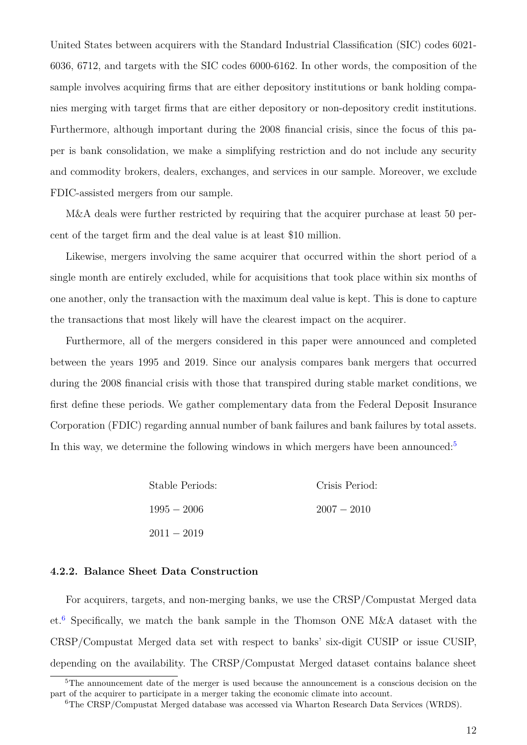United States between acquirers with the Standard Industrial Classification (SIC) codes 6021-6036, 6712, and targets with the SIC codes 6000-6162. In other words, the composition of the sample involves acquiring firms that are either depository institutions or bank holding companies merging with target firms that are either depository or non-depository credit institutions. Furthermore, although important during the 2008 financial crisis, since the focus of this paper is bank consolidation, we make a simplifying restriction and do not include any security and commodity brokers, dealers, exchanges, and services in our sample. Moreover, we exclude FDIC-assisted mergers from our sample.

M&A deals were further restricted by requiring that the acquirer purchase at least 50 percent of the target firm and the deal value is at least $10 million.

Likewise, mergers involving the same acquirer that occurred within the short period of a single month are entirely excluded, while for acquisitions that took place within six months of one another, only the transaction with the maximum deal value is kept. This is done to capture the transactions that most likely will have the clearest impact on the acquirer.

Furthermore, all of the mergers considered in this paper were announced and completed between the years 1995 and 2019. Since our analysis compares bank mergers that occurred during the 2008 financial crisis with those that transpired during stable market conditions, we first define these periods. We gather complementary data from the Federal Deposit Insurance Corporation (FDIC) regarding annual number of bank failures and bank failures by total assets. In this way, we determine the following windows in which mergers have been announced:[5]

| Stable Periods: | Crisis Period: |
|---|---|
| $1995 - 2006$ | $2007 - 2010$ |
| $2011 - 2019$ | |

#### 4.2.2. Balance Sheet Data Construction

For acquirers, targets, and non-merging banks, we use the CRSP/Compustat Merged data et.[6] Specifically, we match the bank sample in the Thomson ONE M&A dataset with the CRSP/Compustat Merged data set with respect to banks' six-digit CUSIP or issue CUSIP, depending on the availability. The CRSP/Compustat Merged dataset contains balance sheet

[5] The announcement date of the merger is used because the announcement is a conscious decision on the part of the acquirer to participate in a merger taking the economic climate into account.

[6] The CRSP/Compustat Merged database was accessed via Wharton Research Data Services (WRDS).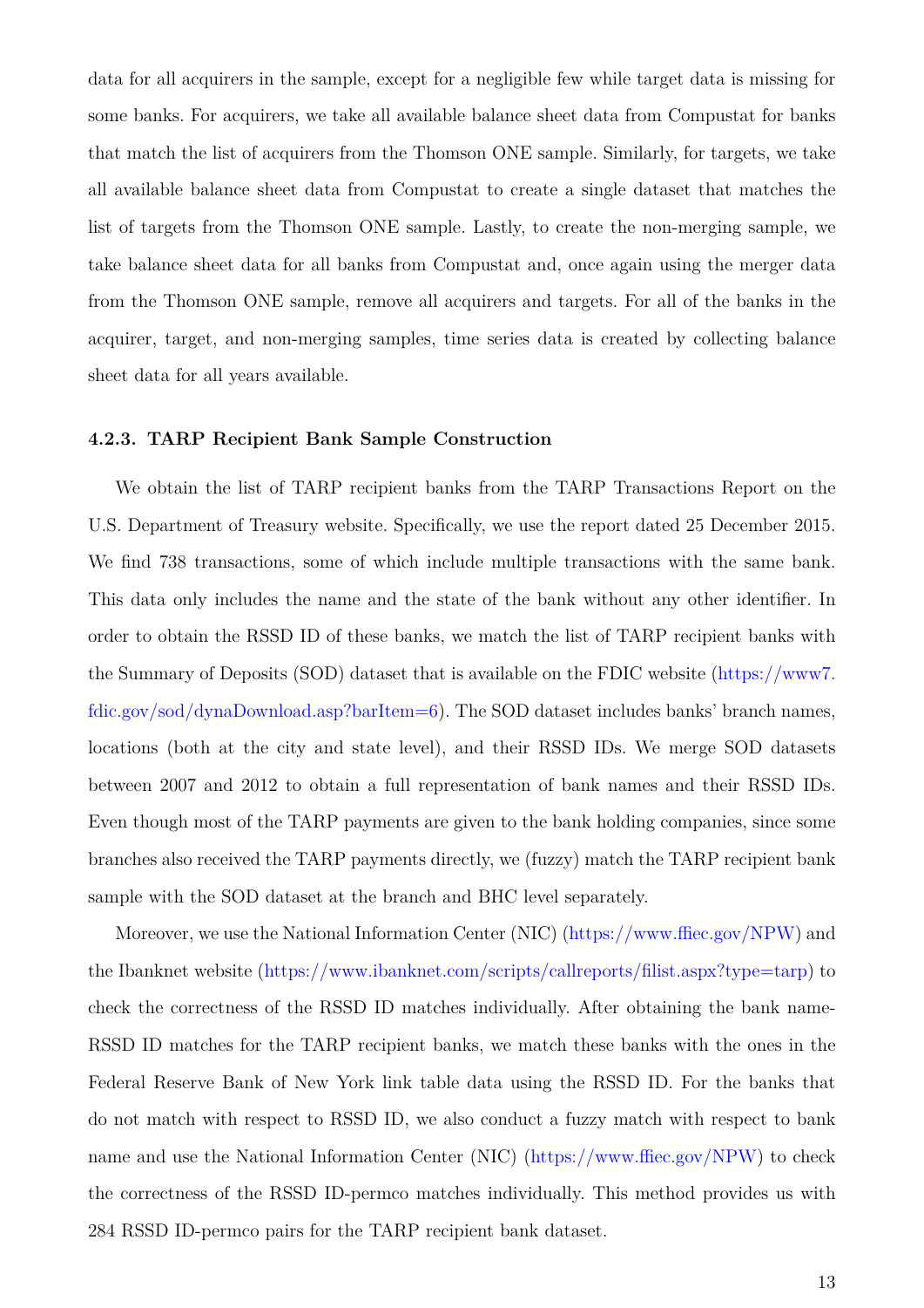data for all acquirers in the sample, except for a negligible few while target data is missing for some banks. For acquirers, we take all available balance sheet data from Compustat for banks that match the list of acquirers from the Thomson ONE sample. Similarly, for targets, we take all available balance sheet data from Compustat to create a single dataset that matches the list of targets from the Thomson ONE sample. Lastly, to create the non-merging sample, we take balance sheet data for all banks from Compustat and, once again using the merger data from the Thomson ONE sample, remove all acquirers and targets. For all of the banks in the acquirer, target, and non-merging samples, time series data is created by collecting balance sheet data for all years available.

#### 4.2.3. TARP Recipient Bank Sample Construction

We obtain the list of TARP recipient banks from the TARP Transactions Report on the U.S. Department of Treasury website. Specifically, we use the report dated 25 December 2015. We find 738 transactions, some of which include multiple transactions with the same bank. This data only includes the name and the state of the bank without any other identifier. In order to obtain the RSSD ID of these banks, we match the list of TARP recipient banks with the Summary of Deposits (SOD) dataset that is available on the FDIC website (https://www7.fdic.gov/sod/dynaDownload.asp?barItem=6). The SOD dataset includes banks' branch names, locations (both at the city and state level), and their RSSD IDs. We merge SOD datasets between 2007 and 2012 to obtain a full representation of bank names and their RSSD IDs. Even though most of the TARP payments are given to the bank holding companies, since some branches also received the TARP payments directly, we (fuzzy) match the TARP recipient bank sample with the SOD dataset at the branch and BHC level separately.

Moreover, we use the National Information Center (NIC) (https://www.ffiec.gov/NPW) and the Ibanknet website (https://www.ibanknet.com/scripts/callreports/filist.aspx?type=tarp) to check the correctness of the RSSD ID matches individually. After obtaining the bank name-RSSD ID matches for the TARP recipient banks, we match these banks with the ones in the Federal Reserve Bank of New York link table data using the RSSD ID. For the banks that do not match with respect to RSSD ID, we also conduct a fuzzy match with respect to bank name and use the National Information Center (NIC) (https://www.ffiec.gov/NPW) to check the correctness of the RSSD ID-permco matches individually. This method provides us with 284 RSSD ID-permco pairs for the TARP recipient bank dataset.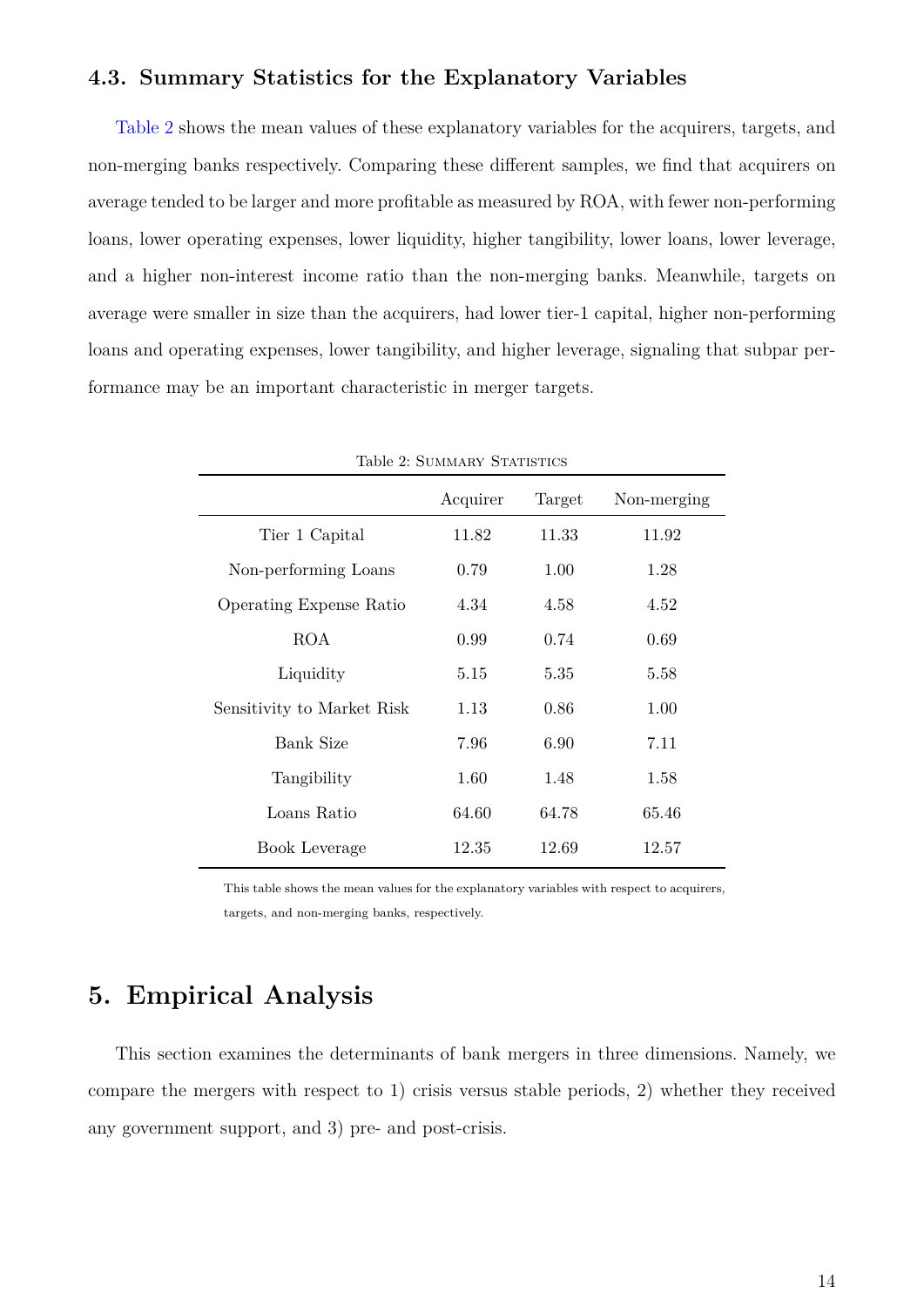### 4.3. Summary Statistics for the Explanatory Variables

Table 2 shows the mean values of these explanatory variables for the acquirers, targets, and non-merging banks respectively. Comparing these different samples, we find that acquirers on average tended to be larger and more profitable as measured by ROA, with fewer non-performing loans, lower operating expenses, lower liquidity, higher tangibility, lower loans, lower leverage, and a higher non-interest income ratio than the non-merging banks. Meanwhile, targets on average were smaller in size than the acquirers, had lower tier-1 capital, higher non-performing loans and operating expenses, lower tangibility, and higher leverage, signaling that subpar performance may be an important characteristic in merger targets.

Table 2: Summary Statistics

| | Acquirer | Target | Non-merging |
|---|---|---|---|
| Tier 1 Capital | 11.82 | 11.33 | 11.92 |
| Non-performing Loans | 0.79 | 1.00 | 1.28 |
| Operating Expense Ratio | 4.34 | 4.58 | 4.52 |
| ROA | 0.99 | 0.74 | 0.69 |
| Liquidity | 5.15 | 5.35 | 5.58 |
| Sensitivity to Market Risk | 1.13 | 0.86 | 1.00 |
| Bank Size | 7.96 | 6.90 | 7.11 |
| Tangibility | 1.60 | 1.48 | 1.58 |
| Loans Ratio | 64.60 | 64.78 | 65.46 |
| Book Leverage | 12.35 | 12.69 | 12.57 |

This table shows the mean values for the explanatory variables with respect to acquirers, targets, and non-merging banks, respectively.

## 5. Empirical Analysis

This section examines the determinants of bank mergers in three dimensions. Namely, we compare the mergers with respect to 1) crisis versus stable periods, 2) whether they received any government support, and 3) pre- and post-crisis.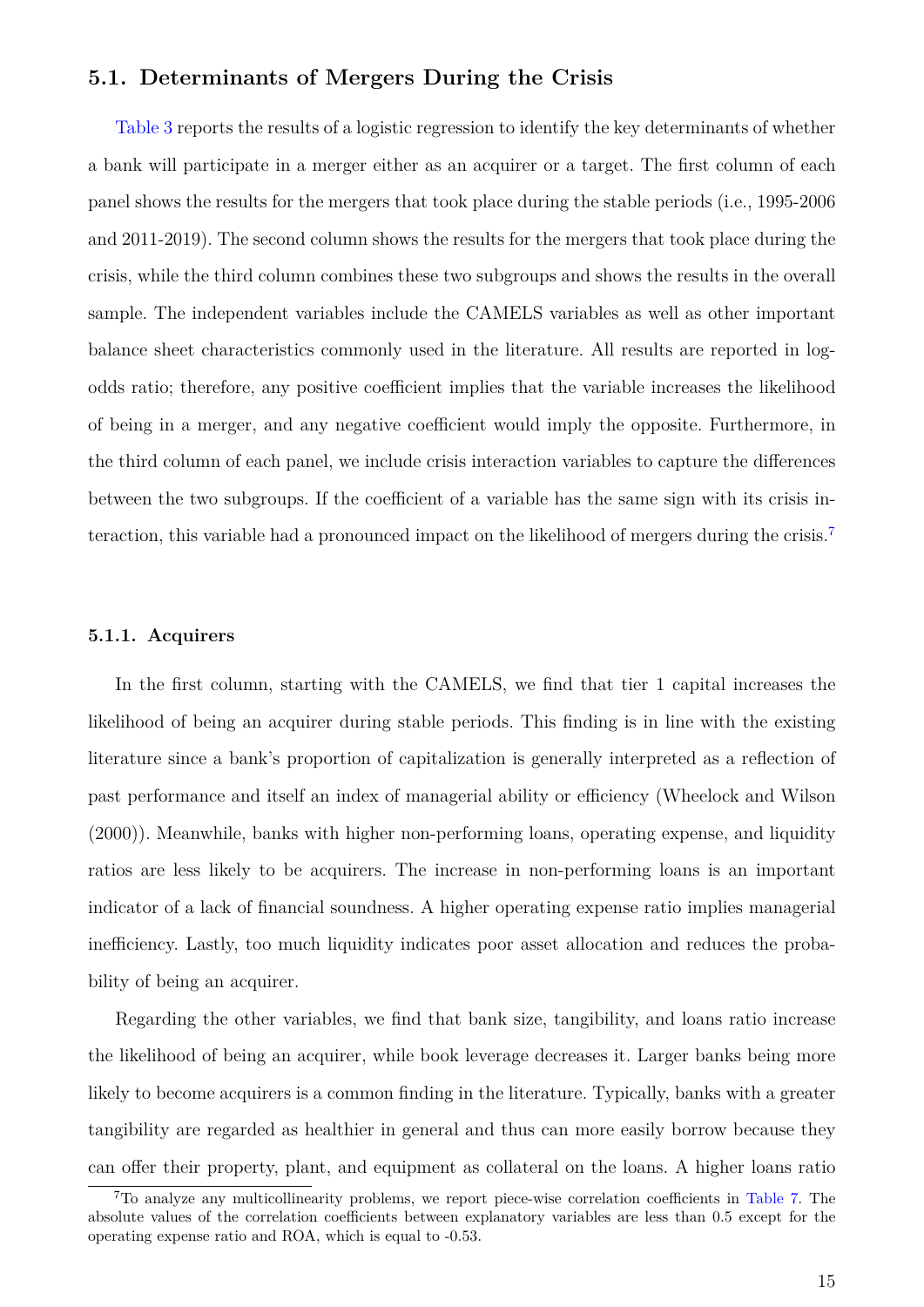### 5.1. Determinants of Mergers During the Crisis

Table 3 reports the results of a logistic regression to identify the key determinants of whether a bank will participate in a merger either as an acquirer or a target. The first column of each panel shows the results for the mergers that took place during the stable periods (i.e., 1995-2006 and 2011-2019). The second column shows the results for the mergers that took place during the crisis, while the third column combines these two subgroups and shows the results in the overall sample. The independent variables include the CAMELS variables as well as other important balance sheet characteristics commonly used in the literature. All results are reported in log-odds ratio; therefore, any positive coefficient implies that the variable increases the likelihood of being in a merger, and any negative coefficient would imply the opposite. Furthermore, in the third column of each panel, we include crisis interaction variables to capture the differences between the two subgroups. If the coefficient of a variable has the same sign with its crisis interaction, this variable had a pronounced impact on the likelihood of mergers during the crisis.[7]

#### 5.1.1. Acquirers

In the first column, starting with the CAMELS, we find that tier 1 capital increases the likelihood of being an acquirer during stable periods. This finding is in line with the existing literature since a bank's proportion of capitalization is generally interpreted as a reflection of past performance and itself an index of managerial ability or efficiency (Wheelock and Wilson (2000)). Meanwhile, banks with higher non-performing loans, operating expense, and liquidity ratios are less likely to be acquirers. The increase in non-performing loans is an important indicator of a lack of financial soundness. A higher operating expense ratio implies managerial inefficiency. Lastly, too much liquidity indicates poor asset allocation and reduces the probability of being an acquirer.

Regarding the other variables, we find that bank size, tangibility, and loans ratio increase the likelihood of being an acquirer, while book leverage decreases it. Larger banks being more likely to become acquirers is a common finding in the literature. Typically, banks with a greater tangibility are regarded as healthier in general and thus can more easily borrow because they can offer their property, plant, and equipment as collateral on the loans. A higher loans ratio

[7]To analyze any multicollinearity problems, we report piece-wise correlation coefficients in Table 7. The absolute values of the correlation coefficients between explanatory variables are less than 0.5 except for the operating expense ratio and ROA, which is equal to -0.53.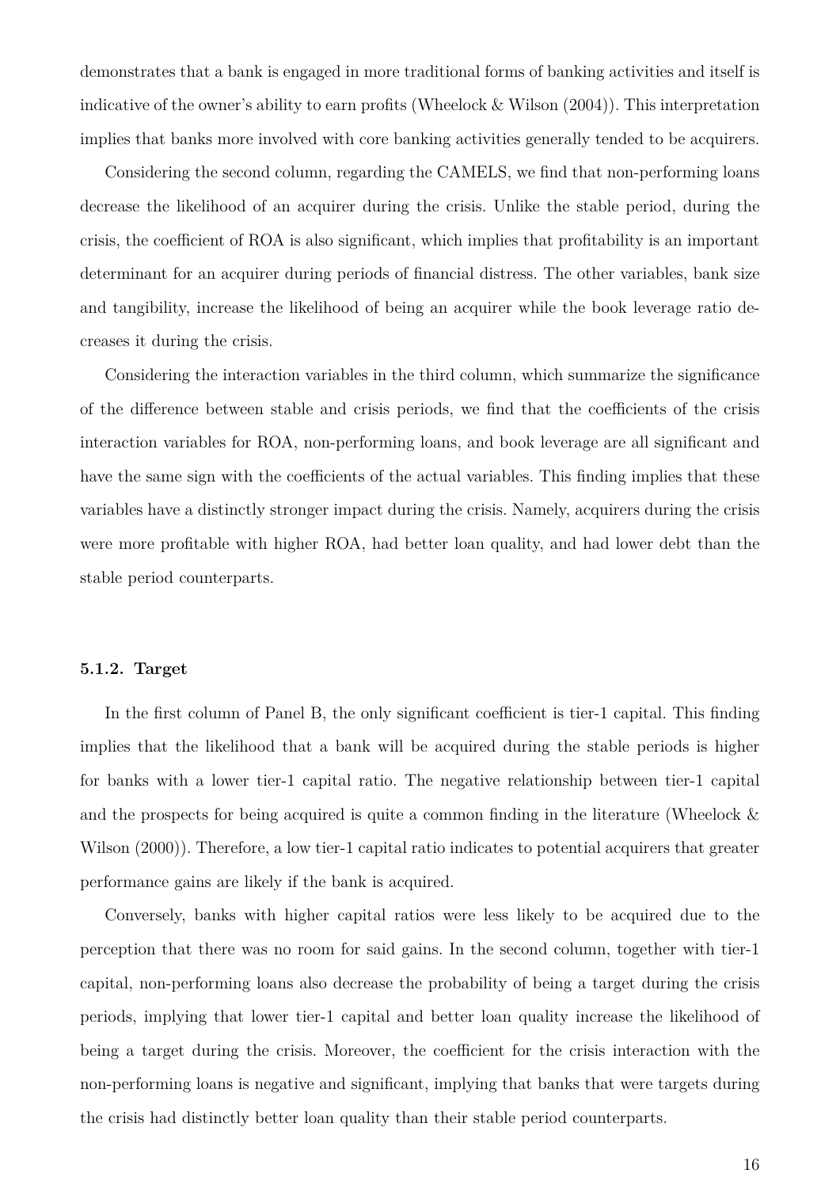demonstrates that a bank is engaged in more traditional forms of banking activities and itself is indicative of the owner's ability to earn profits (Wheelock & Wilson (2004)). This interpretation implies that banks more involved with core banking activities generally tended to be acquirers.

Considering the second column, regarding the CAMELS, we find that non-performing loans decrease the likelihood of an acquirer during the crisis. Unlike the stable period, during the crisis, the coefficient of ROA is also significant, which implies that profitability is an important determinant for an acquirer during periods of financial distress. The other variables, bank size and tangibility, increase the likelihood of being an acquirer while the book leverage ratio decreases it during the crisis.

Considering the interaction variables in the third column, which summarize the significance of the difference between stable and crisis periods, we find that the coefficients of the crisis interaction variables for ROA, non-performing loans, and book leverage are all significant and have the same sign with the coefficients of the actual variables. This finding implies that these variables have a distinctly stronger impact during the crisis. Namely, acquirers during the crisis were more profitable with higher ROA, had better loan quality, and had lower debt than the stable period counterparts.

### 5.1.2. Target

In the first column of Panel B, the only significant coefficient is tier-1 capital. This finding implies that the likelihood that a bank will be acquired during the stable periods is higher for banks with a lower tier-1 capital ratio. The negative relationship between tier-1 capital and the prospects for being acquired is quite a common finding in the literature (Wheelock & Wilson (2000)). Therefore, a low tier-1 capital ratio indicates to potential acquirers that greater performance gains are likely if the bank is acquired.

Conversely, banks with higher capital ratios were less likely to be acquired due to the perception that there was no room for said gains. In the second column, together with tier-1 capital, non-performing loans also decrease the probability of being a target during the crisis periods, implying that lower tier-1 capital and better loan quality increase the likelihood of being a target during the crisis. Moreover, the coefficient for the crisis interaction with the non-performing loans is negative and significant, implying that banks that were targets during the crisis had distinctly better loan quality than their stable period counterparts.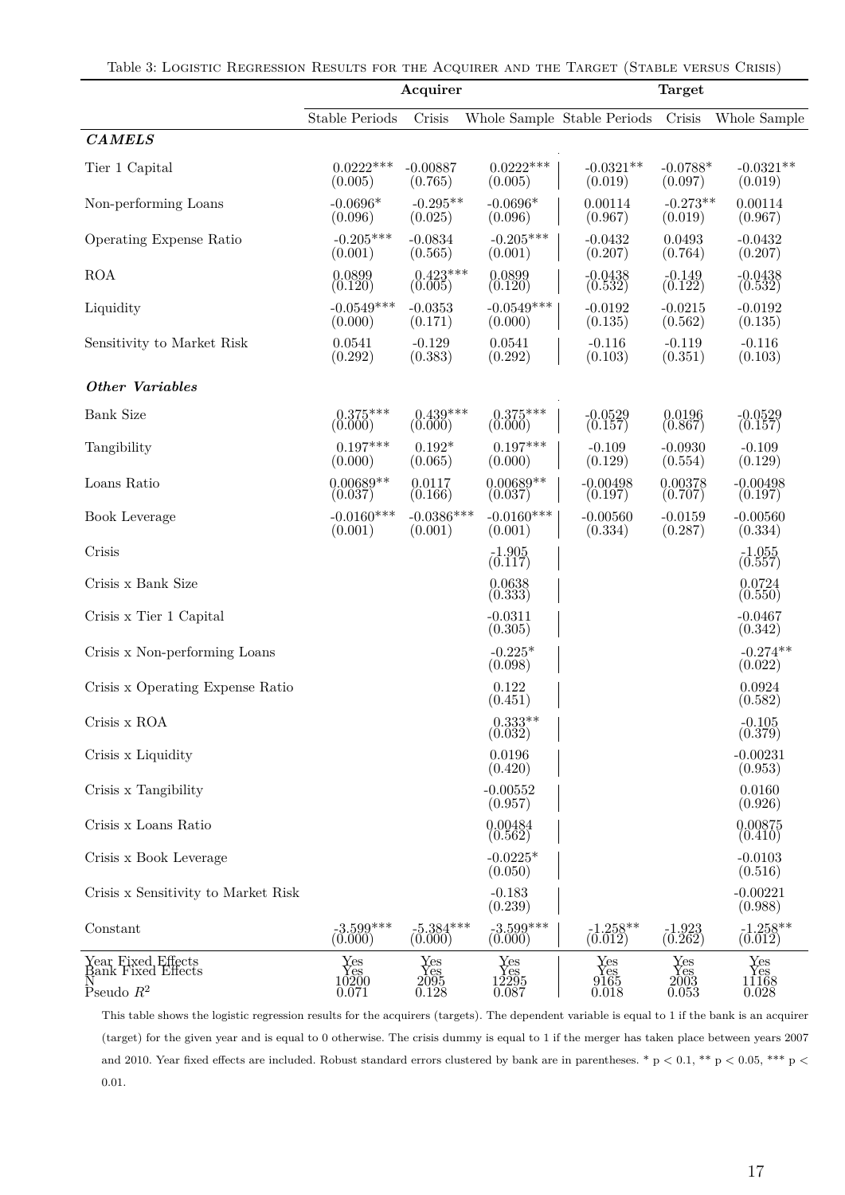Table 3: Logistic Regression Results for the Acquirer and the Target (Stable versus Crisis)

| | Acquirer | | | Target | | |
|---|---|---|---|---|---|---|
| | Stable Periods | Crisis | Whole Sample | Stable Periods | Crisis | Whole Sample |
| ***CAMELS*** | | | | | | |
| Tier 1 Capital | 0.0222*** (0.005) | -0.00887 (0.765) | 0.0222*** (0.005) | -0.0321** (0.019) | -0.0788* (0.097) | -0.0321** (0.019) |
| Non-performing Loans | -0.0696* (0.096) | -0.295** (0.025) | -0.0696* (0.096) | 0.00114 (0.967) | -0.273** (0.019) | 0.00114 (0.967) |
| Operating Expense Ratio | -0.205*** (0.001) | -0.0834 (0.565) | -0.205*** (0.001) | -0.0432 (0.207) | 0.0493 (0.764) | -0.0432 (0.207) |
| ROA | 0.0899 (0.120) | 0.423*** (0.005) | 0.0899 (0.120) | -0.0438 (0.532) | -0.149 (0.122) | -0.0438 (0.532) |
| Liquidity | -0.0549*** (0.000) | -0.0353 (0.171) | -0.0549*** (0.000) | -0.0192 (0.135) | -0.0215 (0.562) | -0.0192 (0.135) |
| Sensitivity to Market Risk | 0.0541 (0.292) | -0.129 (0.383) | 0.0541 (0.292) | -0.116 (0.103) | -0.119 (0.351) | -0.116 (0.103) |
| ***Other Variables*** | | | | | | |
| Bank Size | 0.375*** (0.000) | 0.439*** (0.000) | 0.375*** (0.000) | -0.0529 (0.157) | 0.0196 (0.867) | -0.0529 (0.157) |
| Tangibility | 0.197*** (0.000) | 0.192* (0.065) | 0.197*** (0.000) | -0.109 (0.129) | -0.0930 (0.554) | -0.109 (0.129) |
| Loans Ratio | 0.00689** (0.037) | 0.0117 (0.166) | 0.00689** (0.037) | -0.00498 (0.197) | 0.00378 (0.707) | -0.00498 (0.197) |
| Book Leverage | -0.0160*** (0.001) | -0.0386*** (0.001) | -0.0160*** (0.001) | -0.00560 (0.334) | -0.0159 (0.287) | -0.00560 (0.334) |
| Crisis | | | -1.905 (0.117) | | | -1.055 (0.557) |
| Crisis x Bank Size | | | 0.0638 (0.333) | | | 0.0724 (0.550) |
| Crisis x Tier 1 Capital | | | -0.0311 (0.305) | | | -0.0467 (0.342) |
| Crisis x Non-performing Loans | | | -0.225* (0.098) | | | -0.274** (0.022) |
| Crisis x Operating Expense Ratio | | | 0.122 (0.451) | | | 0.0924 (0.582) |
| Crisis x ROA | | | 0.333** (0.032) | | | -0.105 (0.379) |
| Crisis x Liquidity | | | 0.0196 (0.420) | | | -0.00231 (0.953) |
| Crisis x Tangibility | | | -0.00552 (0.957) | | | 0.0160 (0.926) |
| Crisis x Loans Ratio | | | 0.00484 (0.562) | | | 0.00875 (0.410) |
| Crisis x Book Leverage | | | -0.0225* (0.050) | | | -0.0103 (0.516) |
| Crisis x Sensitivity to Market Risk | | | -0.183 (0.239) | | | -0.00221 (0.988) |
| Constant | -3.599*** (0.000) | -5.384*** (0.000) | -3.599*** (0.000) | -1.258** (0.012) | -1.923 (0.262) | -1.258** (0.012) |
| Year Fixed Effects | Yes | Yes | Yes | Yes | Yes | Yes |
| Bank Fixed Effects | Yes | Yes | Yes | Yes | Yes | Yes |
| N | 10200 | 2095 | 12295 | 9165 | 2003 | 11168 |
| Pseudo $R^2$ | 0.071 | 0.128 | 0.087 | 0.018 | 0.053 | 0.028 |

This table shows the logistic regression results for the acquirers (targets). The dependent variable is equal to 1 if the bank is an acquirer (target) for the given year and is equal to 0 otherwise. The crisis dummy is equal to 1 if the merger has taken place between years 2007 and 2010. Year fixed effects are included. Robust standard errors clustered by bank are in parentheses. * $p < 0.1$, ** $p < 0.05$, *** $p < 0.01$.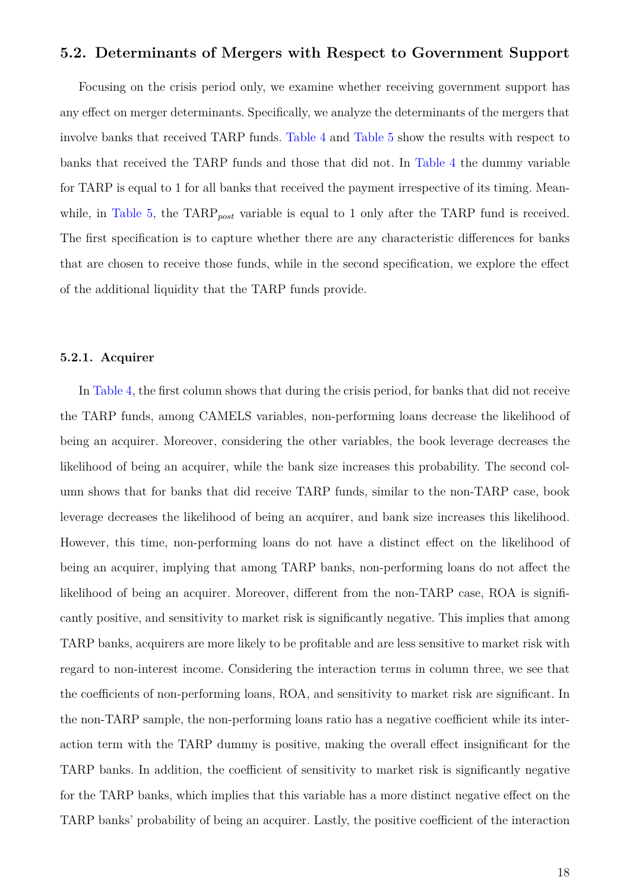## 5.2. Determinants of Mergers with Respect to Government Support

Focusing on the crisis period only, we examine whether receiving government support has any effect on merger determinants. Specifically, we analyze the determinants of the mergers that involve banks that received TARP funds. Table 4 and Table 5 show the results with respect to banks that received the TARP funds and those that did not. In Table 4 the dummy variable for TARP is equal to 1 for all banks that received the payment irrespective of its timing. Meanwhile, in Table 5, the $\text{TARP}_{post}$ variable is equal to 1 only after the TARP fund is received. The first specification is to capture whether there are any characteristic differences for banks that are chosen to receive those funds, while in the second specification, we explore the effect of the additional liquidity that the TARP funds provide.

### 5.2.1. Acquirer

In Table 4, the first column shows that during the crisis period, for banks that did not receive the TARP funds, among CAMELS variables, non-performing loans decrease the likelihood of being an acquirer. Moreover, considering the other variables, the book leverage decreases the likelihood of being an acquirer, while the bank size increases this probability. The second column shows that for banks that did receive TARP funds, similar to the non-TARP case, book leverage decreases the likelihood of being an acquirer, and bank size increases this likelihood. However, this time, non-performing loans do not have a distinct effect on the likelihood of being an acquirer, implying that among TARP banks, non-performing loans do not affect the likelihood of being an acquirer. Moreover, different from the non-TARP case, ROA is significantly positive, and sensitivity to market risk is significantly negative. This implies that among TARP banks, acquirers are more likely to be profitable and are less sensitive to market risk with regard to non-interest income. Considering the interaction terms in column three, we see that the coefficients of non-performing loans, ROA, and sensitivity to market risk are significant. In the non-TARP sample, the non-performing loans ratio has a negative coefficient while its interaction term with the TARP dummy is positive, making the overall effect insignificant for the TARP banks. In addition, the coefficient of sensitivity to market risk is significantly negative for the TARP banks, which implies that this variable has a more distinct negative effect on the TARP banks' probability of being an acquirer. Lastly, the positive coefficient of the interaction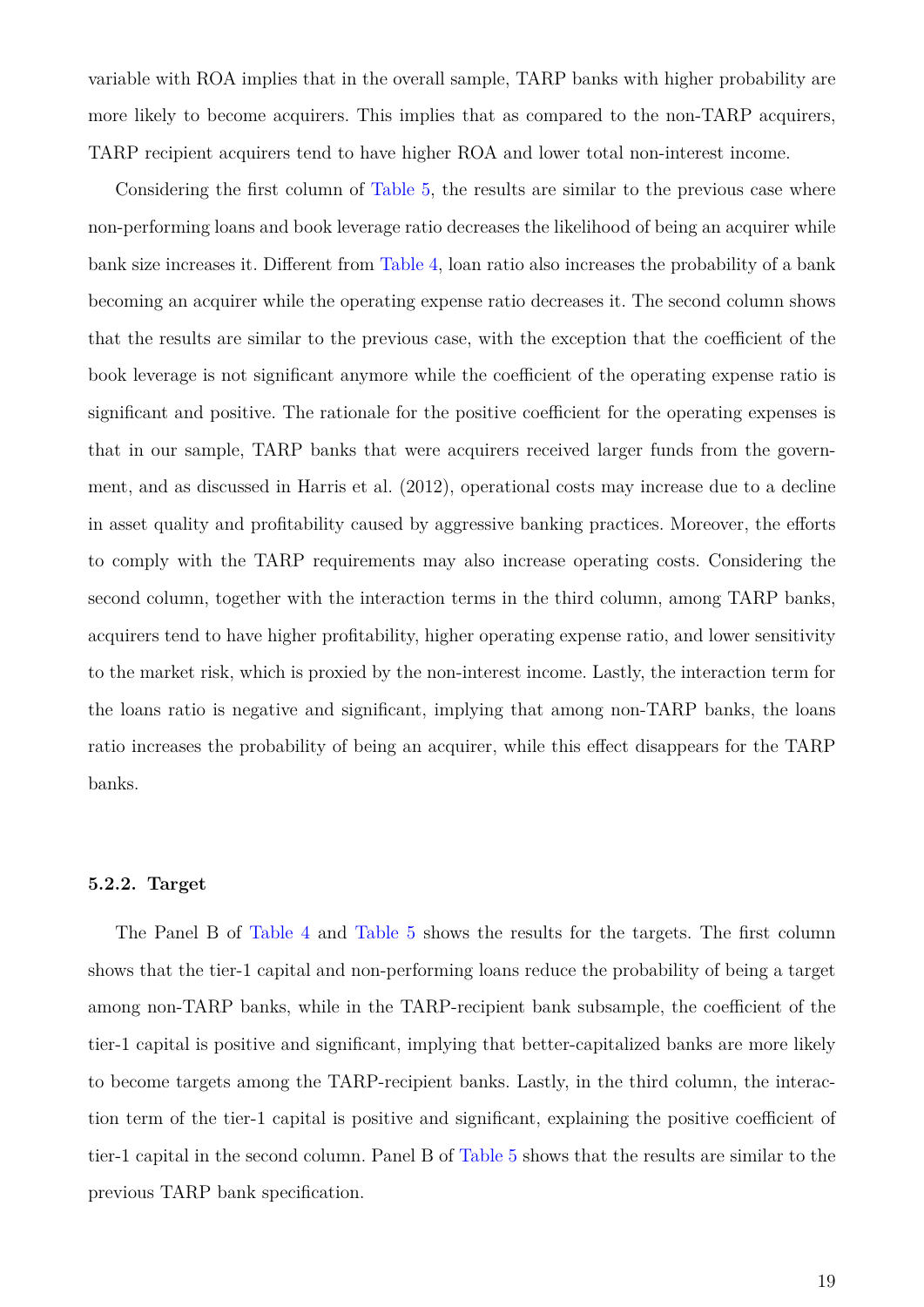variable with ROA implies that in the overall sample, TARP banks with higher probability are more likely to become acquirers. This implies that as compared to the non-TARP acquirers, TARP recipient acquirers tend to have higher ROA and lower total non-interest income.

Considering the first column of Table 5, the results are similar to the previous case where non-performing loans and book leverage ratio decreases the likelihood of being an acquirer while bank size increases it. Different from Table 4, loan ratio also increases the probability of a bank becoming an acquirer while the operating expense ratio decreases it. The second column shows that the results are similar to the previous case, with the exception that the coefficient of the book leverage is not significant anymore while the coefficient of the operating expense ratio is significant and positive. The rationale for the positive coefficient for the operating expenses is that in our sample, TARP banks that were acquirers received larger funds from the government, and as discussed in Harris et al. (2012), operational costs may increase due to a decline in asset quality and profitability caused by aggressive banking practices. Moreover, the efforts to comply with the TARP requirements may also increase operating costs. Considering the second column, together with the interaction terms in the third column, among TARP banks, acquirers tend to have higher profitability, higher operating expense ratio, and lower sensitivity to the market risk, which is proxied by the non-interest income. Lastly, the interaction term for the loans ratio is negative and significant, implying that among non-TARP banks, the loans ratio increases the probability of being an acquirer, while this effect disappears for the TARP banks.

#### 5.2.2. Target

The Panel B of Table 4 and Table 5 shows the results for the targets. The first column shows that the tier-1 capital and non-performing loans reduce the probability of being a target among non-TARP banks, while in the TARP-recipient bank subsample, the coefficient of the tier-1 capital is positive and significant, implying that better-capitalized banks are more likely to become targets among the TARP-recipient banks. Lastly, in the third column, the interaction term of the tier-1 capital is positive and significant, explaining the positive coefficient of tier-1 capital in the second column. Panel B of Table 5 shows that the results are similar to the previous TARP bank specification.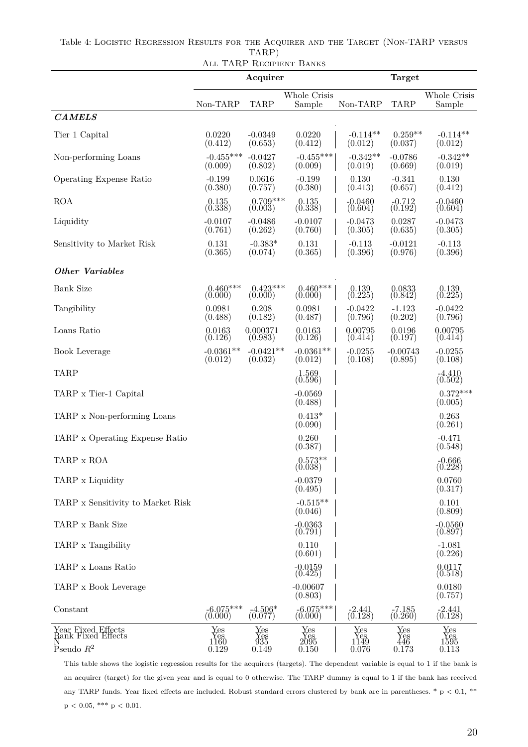Table 4: Logistic Regression Results for the Acquirer and the Target (Non-TARP versus TARP)
All TARP Recipient Banks

| | Acquirer | | | Target | | |
|---|---|---|---|---|---|---|
| | Non-TARP | TARP | Whole Crisis Sample | Non-TARP | TARP | Whole Crisis Sample |
| ***CAMELS*** | | | | | | |
| Tier 1 Capital | 0.0220 | -0.0349 | 0.0220 | -0.114** | 0.259** | -0.114** |
| | (0.412) | (0.653) | (0.412) | (0.012) | (0.037) | (0.012) |
| Non-performing Loans | -0.455*** | -0.0427 | -0.455*** | -0.342** | -0.0786 | -0.342** |
| | (0.009) | (0.802) | (0.009) | (0.019) | (0.669) | (0.019) |
| Operating Expense Ratio | -0.199 | 0.0616 | -0.199 | 0.130 | -0.341 | 0.130 |
| | (0.380) | (0.757) | (0.380) | (0.413) | (0.657) | (0.412) |
| ROA | 0.135 | 0.709*** | 0.135 | -0.0460 | -0.712 | -0.0460 |
| | (0.338) | (0.003) | (0.338) | (0.604) | (0.192) | (0.604) |
| Liquidity | -0.0107 | -0.0486 | -0.0107 | -0.0473 | 0.0287 | -0.0473 |
| | (0.761) | (0.262) | (0.760) | (0.305) | (0.635) | (0.305) |
| Sensitivity to Market Risk | 0.131 | -0.383* | 0.131 | -0.113 | -0.0121 | -0.113 |
| | (0.365) | (0.074) | (0.365) | (0.396) | (0.976) | (0.396) |
| ***Other Variables*** | | | | | | |
| Bank Size | 0.460*** | 0.423*** | 0.460*** | 0.139 | 0.0833 | 0.139 |
| | (0.000) | (0.000) | (0.000) | (0.225) | (0.842) | (0.225) |
| Tangibility | 0.0981 | 0.208 | 0.0981 | -0.0422 | -1.123 | -0.0422 |
| | (0.488) | (0.182) | (0.487) | (0.796) | (0.202) | (0.796) |
| Loans Ratio | 0.0163 | 0.000371 | 0.0163 | 0.00795 | 0.0196 | 0.00795 |
| | (0.126) | (0.983) | (0.126) | (0.414) | (0.197) | (0.414) |
| Book Leverage | -0.0361** | -0.0421** | -0.0361** | -0.0255 | -0.00743 | -0.0255 |
| | (0.012) | (0.032) | (0.012) | (0.108) | (0.895) | (0.108) |
| TARP | | | 1.569 | | | -4.410 |
| | | | (0.596) | | | (0.502) |
| TARP x Tier-1 Capital | | | -0.0569 | | | 0.372*** |
| | | | (0.488) | | | (0.005) |
| TARP x Non-performing Loans | | | 0.413* | | | 0.263 |
| | | | (0.090) | | | (0.261) |
| TARP x Operating Expense Ratio | | | 0.260 | | | -0.471 |
| | | | (0.387) | | | (0.548) |
| TARP x ROA | | | 0.573** | | | -0.666 |
| | | | (0.038) | | | (0.228) |
| TARP x Liquidity | | | -0.0379 | | | 0.0760 |
| | | | (0.495) | | | (0.317) |
| TARP x Sensitivity to Market Risk | | | -0.515** | | | 0.101 |
| | | | (0.046) | | | (0.809) |
| TARP x Bank Size | | | -0.0363 | | | -0.0560 |
| | | | (0.791) | | | (0.897) |
| TARP x Tangibility | | | 0.110 | | | -1.081 |
| | | | (0.601) | | | (0.226) |
| TARP x Loans Ratio | | | -0.0159 | | | 0.0117 |
| | | | (0.425) | | | (0.518) |
| TARP x Book Leverage | | | -0.00607 | | | 0.0180 |
| | | | (0.803) | | | (0.757) |
| Constant | -6.075*** | -4.506* | -6.075*** | -2.441 | -7.185 | -2.441 |
| | (0.000) | (0.077) | (0.000) | (0.128) | (0.260) | (0.128) |
| Year Fixed Effects | Yes | Yes | Yes | Yes | Yes | Yes |
| Bank Fixed Effects | Yes | Yes | Yes | Yes | Yes | Yes |
| N | 1160 | 935 | 2095 | 1149 | 446 | 1595 |
| Pseudo $R^2$ | 0.129 | 0.149 | 0.150 | 0.076 | 0.173 | 0.113 |

This table shows the logistic regression results for the acquirers (targets). The dependent variable is equal to 1 if the bank is an acquirer (target) for the given year and is equal to 0 otherwise. The TARP dummy is equal to 1 if the bank has received any TARP funds. Year fixed effects are included. Robust standard errors clustered by bank are in parentheses. * $p < 0.1$, ** $p < 0.05$, *** $p < 0.01$.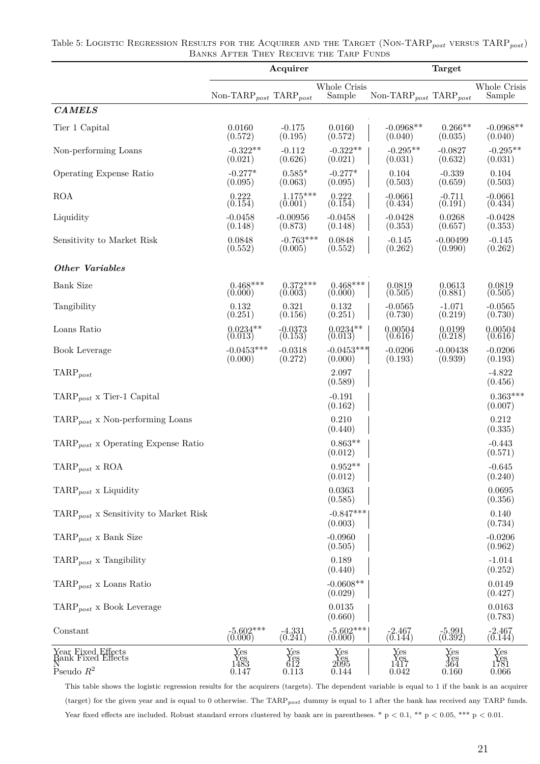Table 5: Logistic Regression Results for the Acquirer and the Target (Non-TARP$_{post}$ versus TARP$_{post}$) Banks After They Receive the Tarp Funds

| | Acquirer | | | Target | | |
|---|---|---|---|---|---|---|
| | Non-TARP$_{post}$ | TARP$_{post}$ | Whole Crisis Sample | Non-TARP$_{post}$ | TARP$_{post}$ | Whole Crisis Sample |
| ***CAMELS*** | | | | | | |
| Tier 1 Capital | 0.0160 | -0.175 | 0.0160 | -0.0968** | 0.266** | -0.0968** |
| | (0.572) | (0.195) | (0.572) | (0.040) | (0.035) | (0.040) |
| Non-performing Loans | -0.322** | -0.112 | -0.322** | -0.295** | -0.0827 | -0.295** |
| | (0.021) | (0.626) | (0.021) | (0.031) | (0.632) | (0.031) |
| Operating Expense Ratio | -0.277* | 0.585* | -0.277* | 0.104 | -0.339 | 0.104 |
| | (0.095) | (0.063) | (0.095) | (0.503) | (0.659) | (0.503) |
| ROA | 0.222 | 1.175*** | 0.222 | -0.0661 | -0.711 | -0.0661 |
| | (0.154) | (0.001) | (0.154) | (0.434) | (0.191) | (0.434) |
| Liquidity | -0.0458 | -0.00956 | -0.0458 | -0.0428 | 0.0268 | -0.0428 |
| | (0.148) | (0.873) | (0.148) | (0.353) | (0.657) | (0.353) |
| Sensitivity to Market Risk | 0.0848 | -0.763*** | 0.0848 | -0.145 | -0.00499 | -0.145 |
| | (0.552) | (0.005) | (0.552) | (0.262) | (0.990) | (0.262) |
| ***Other Variables*** | | | | | | |
| Bank Size | 0.468*** | 0.372*** | 0.468*** | 0.0819 | 0.0613 | 0.0819 |
| | (0.000) | (0.003) | (0.000) | (0.505) | (0.881) | (0.505) |
| Tangibility | 0.132 | 0.321 | 0.132 | -0.0565 | -1.071 | -0.0565 |
| | (0.251) | (0.156) | (0.251) | (0.730) | (0.219) | (0.730) |
| Loans Ratio | 0.0234** | -0.0373 | 0.0234** | 0.00504 | 0.0199 | 0.00504 |
| | (0.013) | (0.153) | (0.013) | (0.616) | (0.218) | (0.616) |
| Book Leverage | -0.0453*** | -0.0318 | -0.0453*** | -0.0206 | -0.00438 | -0.0206 |
| | (0.000) | (0.272) | (0.000) | (0.193) | (0.939) | (0.193) |
| TARP$_{post}$ | | | 2.097 | | | -4.822 |
| | | | (0.589) | | | (0.456) |
| TARP$_{post}$ x Tier-1 Capital | | | -0.191 | | | 0.363*** |
| | | | (0.162) | | | (0.007) |
| TARP$_{post}$ x Non-performing Loans | | | 0.210 | | | 0.212 |
| | | | (0.440) | | | (0.335) |
| TARP$_{post}$ x Operating Expense Ratio | | | 0.863** | | | -0.443 |
| | | | (0.012) | | | (0.571) |
| TARP$_{post}$ x ROA | | | 0.952** | | | -0.645 |
| | | | (0.012) | | | (0.240) |
| TARP$_{post}$ x Liquidity | | | 0.0363 | | | 0.0695 |
| | | | (0.585) | | | (0.356) |
| TARP$_{post}$ x Sensitivity to Market Risk | | | -0.847*** | | | 0.140 |
| | | | (0.003) | | | (0.734) |
| TARP$_{post}$ x Bank Size | | | -0.0960 | | | -0.0206 |
| | | | (0.505) | | | (0.962) |
| TARP$_{post}$ x Tangibility | | | 0.189 | | | -1.014 |
| | | | (0.440) | | | (0.252) |
| TARP$_{post}$ x Loans Ratio | | | -0.0608** | | | 0.0149 |
| | | | (0.029) | | | (0.427) |
| TARP$_{post}$ x Book Leverage | | | 0.0135 | | | 0.0163 |
| | | | (0.660) | | | (0.783) |
| Constant | -5.602*** | -4.331 | -5.602*** | -2.467 | -5.991 | -2.467 |
| | (0.000) | (0.241) | (0.000) | (0.144) | (0.392) | (0.144) |
| Year Fixed Effects | Yes | Yes | Yes | Yes | Yes | Yes |
| Bank Fixed Effects | Yes | Yes | Yes | Yes | Yes | Yes |
| N | 1483 | 612 | 2095 | 1417 | 364 | 1781 |
| Pseudo $R^2$ | 0.147 | 0.113 | 0.144 | 0.042 | 0.160 | 0.066 |

This table shows the logistic regression results for the acquirers (targets). The dependent variable is equal to 1 if the bank is an acquirer (target) for the given year and is equal to 0 otherwise. The TARP$_{post}$ dummy is equal to 1 after the bank has received any TARP funds. Year fixed effects are included. Robust standard errors clustered by bank are in parentheses. * $p < 0.1$, ** $p < 0.05$, *** $p < 0.01$.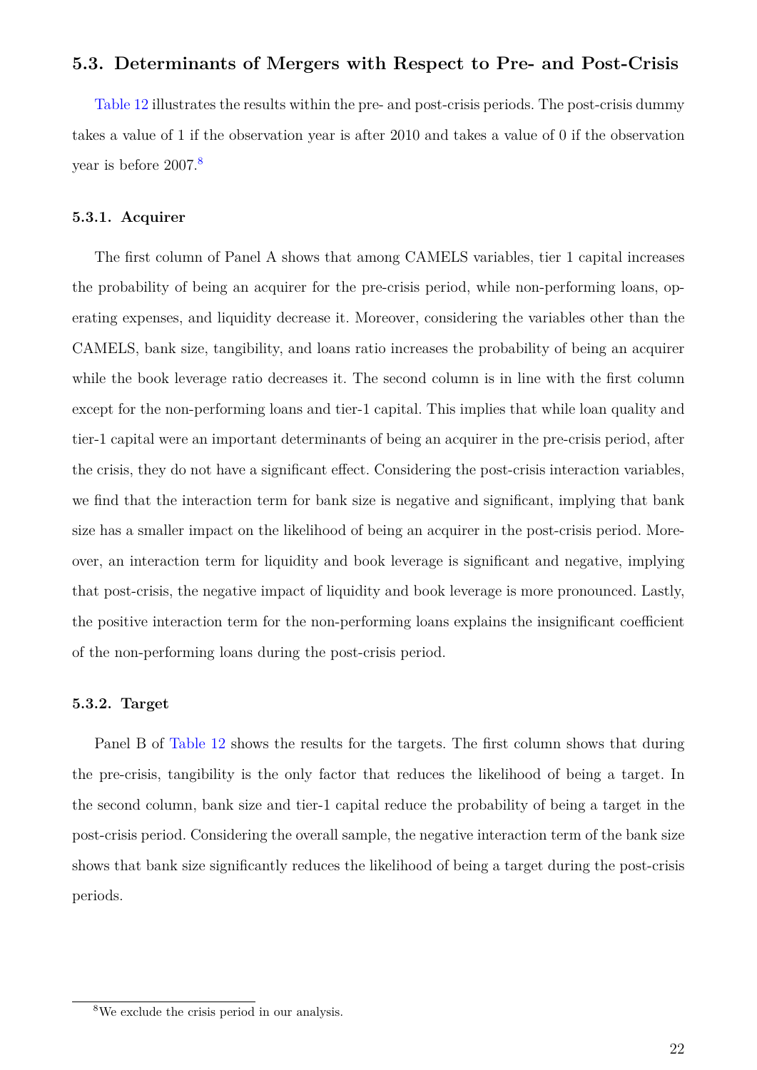### 5.3. Determinants of Mergers with Respect to Pre- and Post-Crisis

Table 12 illustrates the results within the pre- and post-crisis periods. The post-crisis dummy takes a value of 1 if the observation year is after 2010 and takes a value of 0 if the observation year is before 2007.[8]

#### 5.3.1. Acquirer

The first column of Panel A shows that among CAMELS variables, tier 1 capital increases the probability of being an acquirer for the pre-crisis period, while non-performing loans, operating expenses, and liquidity decrease it. Moreover, considering the variables other than the CAMELS, bank size, tangibility, and loans ratio increases the probability of being an acquirer while the book leverage ratio decreases it. The second column is in line with the first column except for the non-performing loans and tier-1 capital. This implies that while loan quality and tier-1 capital were an important determinants of being an acquirer in the pre-crisis period, after the crisis, they do not have a significant effect. Considering the post-crisis interaction variables, we find that the interaction term for bank size is negative and significant, implying that bank size has a smaller impact on the likelihood of being an acquirer in the post-crisis period. Moreover, an interaction term for liquidity and book leverage is significant and negative, implying that post-crisis, the negative impact of liquidity and book leverage is more pronounced. Lastly, the positive interaction term for the non-performing loans explains the insignificant coefficient of the non-performing loans during the post-crisis period.

#### 5.3.2. Target

Panel B of Table 12 shows the results for the targets. The first column shows that during the pre-crisis, tangibility is the only factor that reduces the likelihood of being a target. In the second column, bank size and tier-1 capital reduce the probability of being a target in the post-crisis period. Considering the overall sample, the negative interaction term of the bank size shows that bank size significantly reduces the likelihood of being a target during the post-crisis periods.

[8] We exclude the crisis period in our analysis.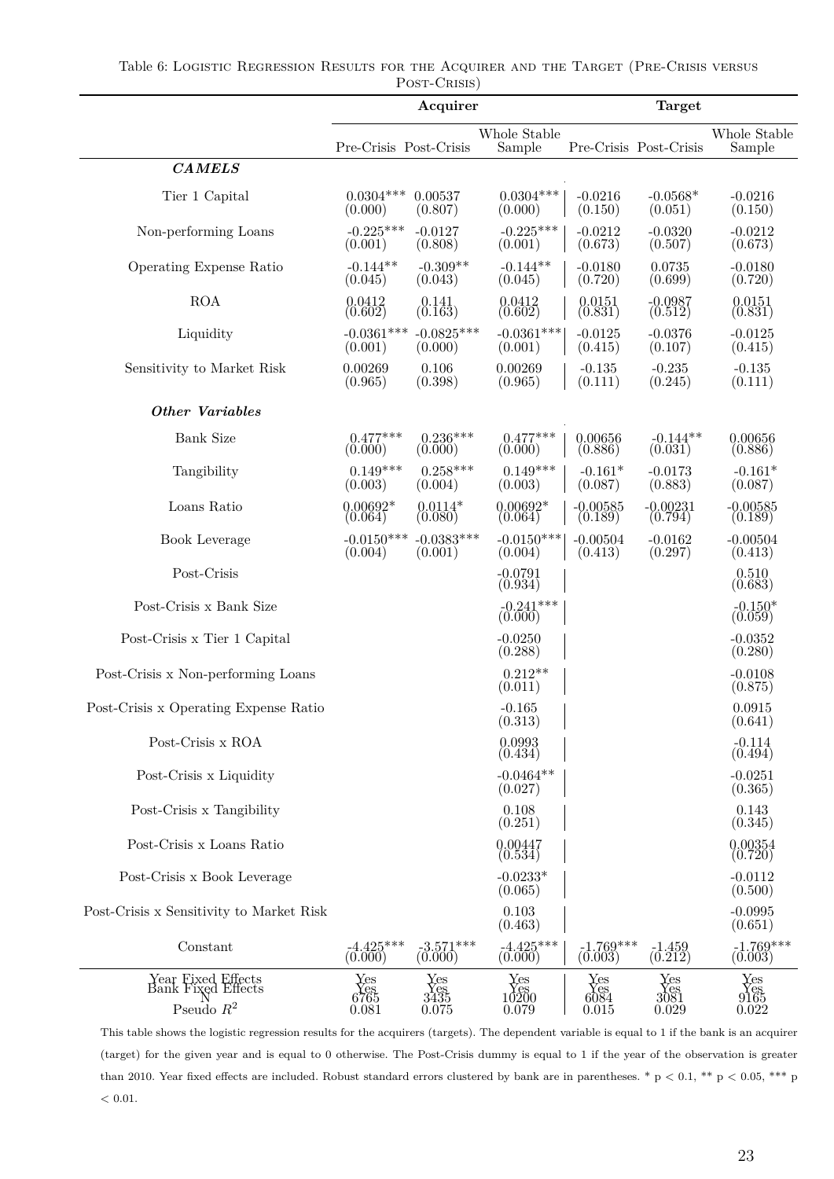Table 6: Logistic Regression Results for the Acquirer and the Target (Pre-Crisis versus Post-Crisis)

| | Acquirer | | | Target | | |
|---|---|---|---|---|---|---|
| | Pre-Crisis | Post-Crisis | Whole Stable Sample | Pre-Crisis | Post-Crisis | Whole Stable Sample |
| ***CAMELS*** | | | | | | |
| Tier 1 Capital | 0.0304*** | 0.00537 | 0.0304*** | -0.0216 | -0.0568* | -0.0216 |
| | (0.000) | (0.807) | (0.000) | (0.150) | (0.051) | (0.150) |
| Non-performing Loans | -0.225*** | -0.0127 | -0.225*** | -0.0212 | -0.0320 | -0.0212 |
| | (0.001) | (0.808) | (0.001) | (0.673) | (0.507) | (0.673) |
| Operating Expense Ratio | -0.144** | -0.309** | -0.144** | -0.0180 | 0.0735 | -0.0180 |
| | (0.045) | (0.043) | (0.045) | (0.720) | (0.699) | (0.720) |
| ROA | 0.0412 | 0.141 | 0.0412 | 0.0151 | -0.0987 | 0.0151 |
| | (0.602) | (0.163) | (0.602) | (0.831) | (0.512) | (0.831) |
| Liquidity | -0.0361*** | -0.0825*** | -0.0361*** | -0.0125 | -0.0376 | -0.0125 |
| | (0.001) | (0.000) | (0.001) | (0.415) | (0.107) | (0.415) |
| Sensitivity to Market Risk | 0.00269 | 0.106 | 0.00269 | -0.135 | -0.235 | -0.135 |
| | (0.965) | (0.398) | (0.965) | (0.111) | (0.245) | (0.111) |
| ***Other Variables*** | | | | | | |
| Bank Size | 0.477*** | 0.236*** | 0.477*** | 0.00656 | -0.144** | 0.00656 |
| | (0.000) | (0.000) | (0.000) | (0.886) | (0.031) | (0.886) |
| Tangibility | 0.149*** | 0.258*** | 0.149*** | -0.161* | -0.0173 | -0.161* |
| | (0.003) | (0.004) | (0.003) | (0.087) | (0.883) | (0.087) |
| Loans Ratio | 0.00692* | 0.0114* | 0.00692* | -0.00585 | -0.00231 | -0.00585 |
| | (0.064) | (0.080) | (0.064) | (0.189) | (0.794) | (0.189) |
| Book Leverage | -0.0150*** | -0.0383*** | -0.0150*** | -0.00504 | -0.0162 | -0.00504 |
| | (0.004) | (0.001) | (0.004) | (0.413) | (0.297) | (0.413) |
| Post-Crisis | | | -0.0791 | | | 0.510 |
| | | | (0.934) | | | (0.683) |
| Post-Crisis x Bank Size | | | -0.241*** | | | -0.150* |
| | | | (0.000) | | | (0.059) |
| Post-Crisis x Tier 1 Capital | | | -0.0250 | | | -0.0352 |
| | | | (0.288) | | | (0.280) |
| Post-Crisis x Non-performing Loans | | | 0.212** | | | -0.0108 |
| | | | (0.011) | | | (0.875) |
| Post-Crisis x Operating Expense Ratio | | | -0.165 | | | 0.0915 |
| | | | (0.313) | | | (0.641) |
| Post-Crisis x ROA | | | 0.0993 | | | -0.114 |
| | | | (0.434) | | | (0.494) |
| Post-Crisis x Liquidity | | | -0.0464** | | | -0.0251 |
| | | | (0.027) | | | (0.365) |
| Post-Crisis x Tangibility | | | 0.108 | | | 0.143 |
| | | | (0.251) | | | (0.345) |
| Post-Crisis x Loans Ratio | | | 0.00447 | | | 0.00354 |
| | | | (0.534) | | | (0.720) |
| Post-Crisis x Book Leverage | | | -0.0233* | | | -0.0112 |
| | | | (0.065) | | | (0.500) |
| Post-Crisis x Sensitivity to Market Risk | | | 0.103 | | | -0.0995 |
| | | | (0.463) | | | (0.651) |
| Constant | -4.425*** | -3.571*** | -4.425*** | -1.769*** | -1.459 | -1.769*** |
| | (0.000) | (0.000) | (0.000) | (0.003) | (0.212) | (0.003) |
| Year Fixed Effects | Yes | Yes | Yes | Yes | Yes | Yes |
| Bank Fixed Effects | Yes | Yes | Yes | Yes | Yes | Yes |
| N | 6765 | 3435 | 10200 | 6084 | 3081 | 9165 |
| Pseudo $R^2$ | 0.081 | 0.075 | 0.079 | 0.015 | 0.029 | 0.022 |

This table shows the logistic regression results for the acquirers (targets). The dependent variable is equal to 1 if the bank is an acquirer (target) for the given year and is equal to 0 otherwise. The Post-Crisis dummy is equal to 1 if the year of the observation is greater than 2010. Year fixed effects are included. Robust standard errors clustered by bank are in parentheses. * $p < 0.1$, ** $p < 0.05$, *** $p < 0.01$.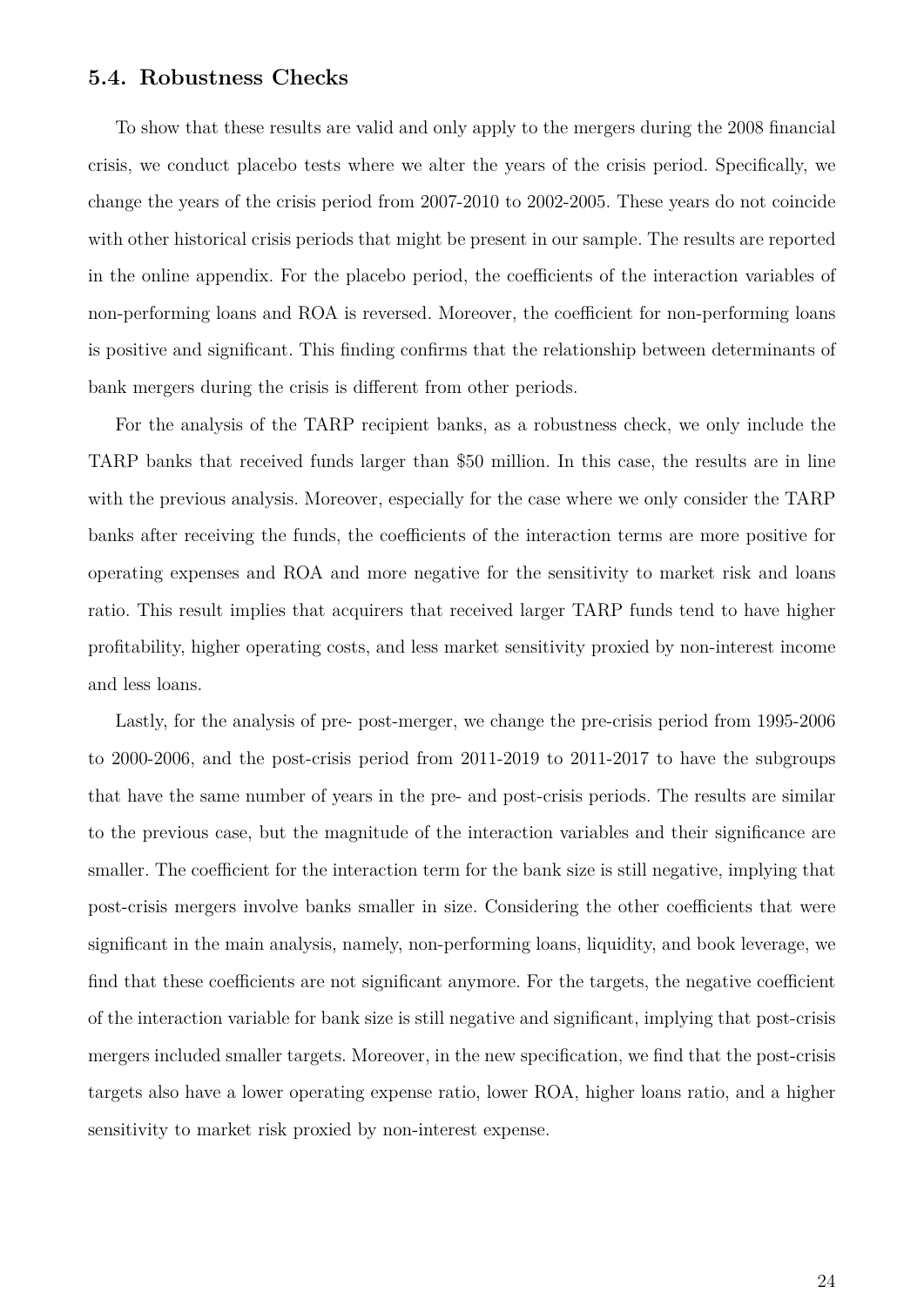### 5.4. Robustness Checks

To show that these results are valid and only apply to the mergers during the 2008 financial crisis, we conduct placebo tests where we alter the years of the crisis period. Specifically, we change the years of the crisis period from 2007-2010 to 2002-2005. These years do not coincide with other historical crisis periods that might be present in our sample. The results are reported in the online appendix. For the placebo period, the coefficients of the interaction variables of non-performing loans and ROA is reversed. Moreover, the coefficient for non-performing loans is positive and significant. This finding confirms that the relationship between determinants of bank mergers during the crisis is different from other periods.

For the analysis of the TARP recipient banks, as a robustness check, we only include the TARP banks that received funds larger than $50 million. In this case, the results are in line with the previous analysis. Moreover, especially for the case where we only consider the TARP banks after receiving the funds, the coefficients of the interaction terms are more positive for operating expenses and ROA and more negative for the sensitivity to market risk and loans ratio. This result implies that acquirers that received larger TARP funds tend to have higher profitability, higher operating costs, and less market sensitivity proxied by non-interest income and less loans.

Lastly, for the analysis of pre- post-merger, we change the pre-crisis period from 1995-2006 to 2000-2006, and the post-crisis period from 2011-2019 to 2011-2017 to have the subgroups that have the same number of years in the pre- and post-crisis periods. The results are similar to the previous case, but the magnitude of the interaction variables and their significance are smaller. The coefficient for the interaction term for the bank size is still negative, implying that post-crisis mergers involve banks smaller in size. Considering the other coefficients that were significant in the main analysis, namely, non-performing loans, liquidity, and book leverage, we find that these coefficients are not significant anymore. For the targets, the negative coefficient of the interaction variable for bank size is still negative and significant, implying that post-crisis mergers included smaller targets. Moreover, in the new specification, we find that the post-crisis targets also have a lower operating expense ratio, lower ROA, higher loans ratio, and a higher sensitivity to market risk proxied by non-interest expense.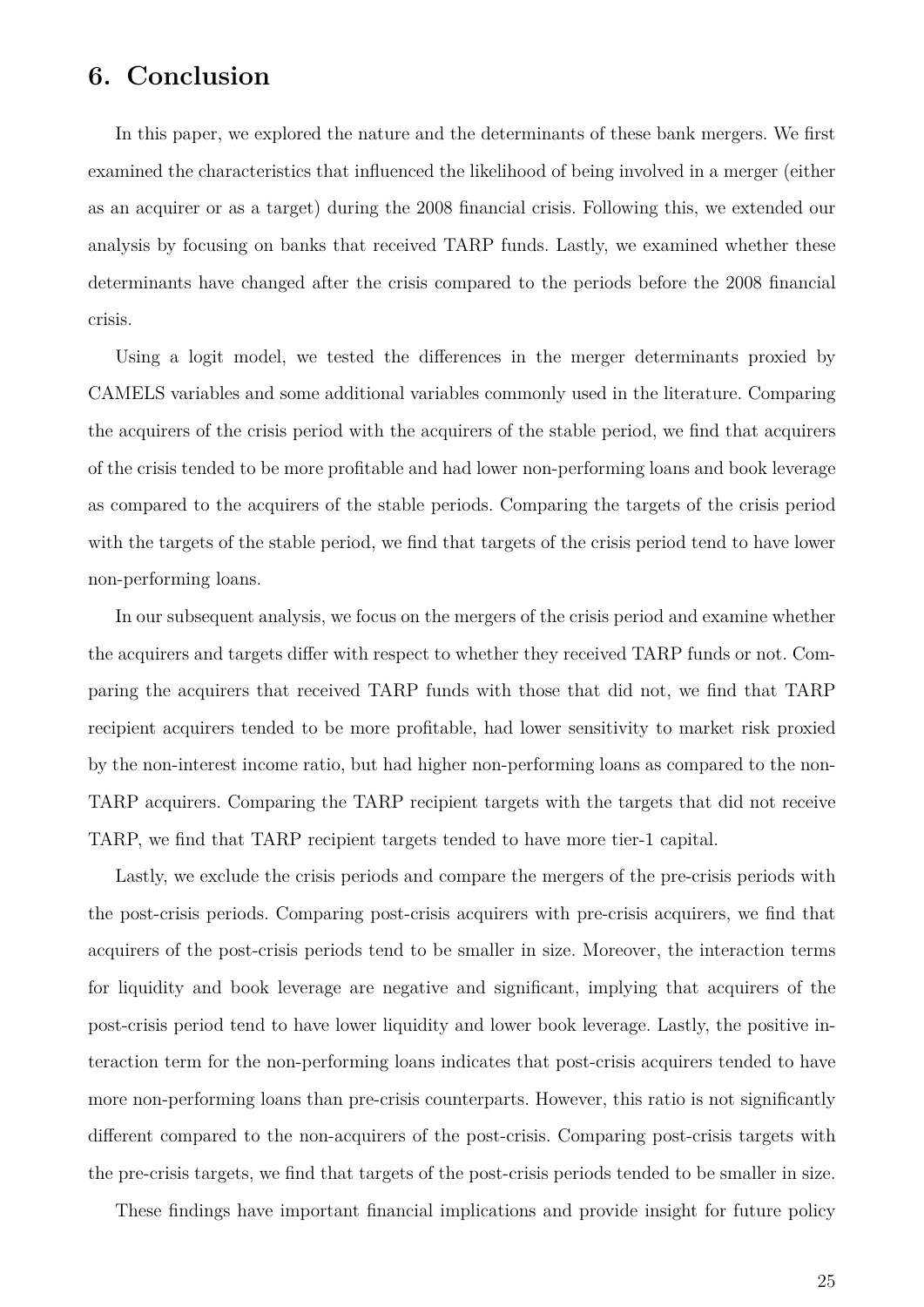## 6. Conclusion

In this paper, we explored the nature and the determinants of these bank mergers. We first examined the characteristics that influenced the likelihood of being involved in a merger (either as an acquirer or as a target) during the 2008 financial crisis. Following this, we extended our analysis by focusing on banks that received TARP funds. Lastly, we examined whether these determinants have changed after the crisis compared to the periods before the 2008 financial crisis.

Using a logit model, we tested the differences in the merger determinants proxied by CAMELS variables and some additional variables commonly used in the literature. Comparing the acquirers of the crisis period with the acquirers of the stable period, we find that acquirers of the crisis tended to be more profitable and had lower non-performing loans and book leverage as compared to the acquirers of the stable periods. Comparing the targets of the crisis period with the targets of the stable period, we find that targets of the crisis period tend to have lower non-performing loans.

In our subsequent analysis, we focus on the mergers of the crisis period and examine whether the acquirers and targets differ with respect to whether they received TARP funds or not. Comparing the acquirers that received TARP funds with those that did not, we find that TARP recipient acquirers tended to be more profitable, had lower sensitivity to market risk proxied by the non-interest income ratio, but had higher non-performing loans as compared to the non-TARP acquirers. Comparing the TARP recipient targets with the targets that did not receive TARP, we find that TARP recipient targets tended to have more tier-1 capital.

Lastly, we exclude the crisis periods and compare the mergers of the pre-crisis periods with the post-crisis periods. Comparing post-crisis acquirers with pre-crisis acquirers, we find that acquirers of the post-crisis periods tend to be smaller in size. Moreover, the interaction terms for liquidity and book leverage are negative and significant, implying that acquirers of the post-crisis period tend to have lower liquidity and lower book leverage. Lastly, the positive interaction term for the non-performing loans indicates that post-crisis acquirers tended to have more non-performing loans than pre-crisis counterparts. However, this ratio is not significantly different compared to the non-acquirers of the post-crisis. Comparing post-crisis targets with the pre-crisis targets, we find that targets of the post-crisis periods tended to be smaller in size.

These findings have important financial implications and provide insight for future policy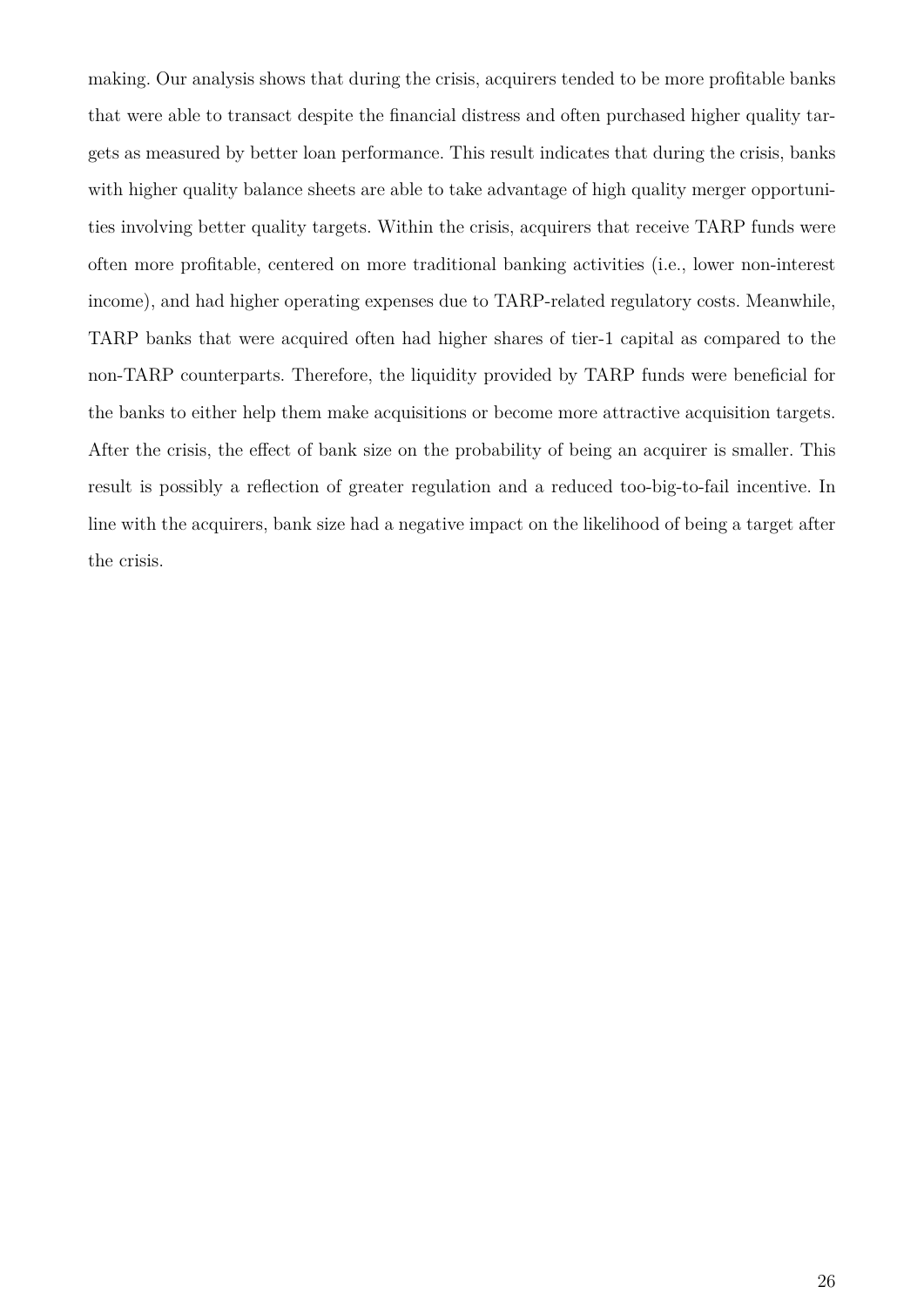making. Our analysis shows that during the crisis, acquirers tended to be more profitable banks that were able to transact despite the financial distress and often purchased higher quality targets as measured by better loan performance. This result indicates that during the crisis, banks with higher quality balance sheets are able to take advantage of high quality merger opportunities involving better quality targets. Within the crisis, acquirers that receive TARP funds were often more profitable, centered on more traditional banking activities (i.e., lower non-interest income), and had higher operating expenses due to TARP-related regulatory costs. Meanwhile, TARP banks that were acquired often had higher shares of tier-1 capital as compared to the non-TARP counterparts. Therefore, the liquidity provided by TARP funds were beneficial for the banks to either help them make acquisitions or become more attractive acquisition targets. After the crisis, the effect of bank size on the probability of being an acquirer is smaller. This result is possibly a reflection of greater regulation and a reduced too-big-to-fail incentive. In line with the acquirers, bank size had a negative impact on the likelihood of being a target after the crisis.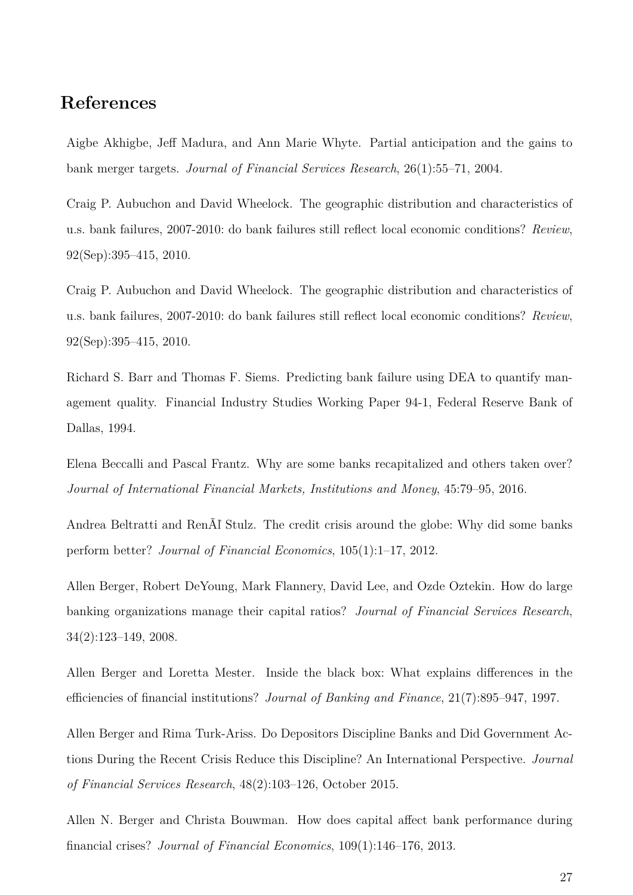## References

Aigbe Akhigbe, Jeff Madura, and Ann Marie Whyte. Partial anticipation and the gains to bank merger targets. *Journal of Financial Services Research*, 26(1):55–71, 2004.

Craig P. Aubuchon and David Wheelock. The geographic distribution and characteristics of u.s. bank failures, 2007-2010: do bank failures still reflect local economic conditions? *Review*, 92(Sep):395–415, 2010.

Craig P. Aubuchon and David Wheelock. The geographic distribution and characteristics of u.s. bank failures, 2007-2010: do bank failures still reflect local economic conditions? *Review*, 92(Sep):395–415, 2010.

Richard S. Barr and Thomas F. Siems. Predicting bank failure using DEA to quantify management quality. Financial Industry Studies Working Paper 94-1, Federal Reserve Bank of Dallas, 1994.

Elena Beccalli and Pascal Frantz. Why are some banks recapitalized and others taken over? *Journal of International Financial Markets, Institutions and Money*, 45:79–95, 2016.

Andrea Beltratti and RenÃľ Stulz. The credit crisis around the globe: Why did some banks perform better? *Journal of Financial Economics*, 105(1):1–17, 2012.

Allen Berger, Robert DeYoung, Mark Flannery, David Lee, and Ozde Oztekin. How do large banking organizations manage their capital ratios? *Journal of Financial Services Research*, 34(2):123–149, 2008.

Allen Berger and Loretta Mester. Inside the black box: What explains differences in the efficiencies of financial institutions? *Journal of Banking and Finance*, 21(7):895–947, 1997.

Allen Berger and Rima Turk-Ariss. Do Depositors Discipline Banks and Did Government Actions During the Recent Crisis Reduce this Discipline? An International Perspective. *Journal of Financial Services Research*, 48(2):103–126, October 2015.

Allen N. Berger and Christa Bouwman. How does capital affect bank performance during financial crises? *Journal of Financial Economics*, 109(1):146–176, 2013.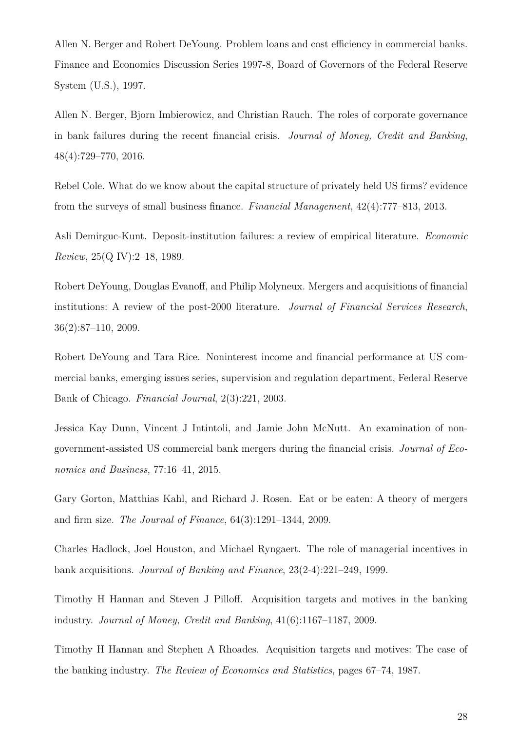Allen N. Berger and Robert DeYoung. Problem loans and cost efficiency in commercial banks. Finance and Economics Discussion Series 1997-8, Board of Governors of the Federal Reserve System (U.S.), 1997.

Allen N. Berger, Bjorn Imbierowicz, and Christian Rauch. The roles of corporate governance in bank failures during the recent financial crisis. *Journal of Money, Credit and Banking*, 48(4):729–770, 2016.

Rebel Cole. What do we know about the capital structure of privately held US firms? evidence from the surveys of small business finance. *Financial Management*, 42(4):777–813, 2013.

Asli Demirguc-Kunt. Deposit-institution failures: a review of empirical literature. *Economic Review*, 25(Q IV):2–18, 1989.

Robert DeYoung, Douglas Evanoff, and Philip Molyneux. Mergers and acquisitions of financial institutions: A review of the post-2000 literature. *Journal of Financial Services Research*, 36(2):87–110, 2009.

Robert DeYoung and Tara Rice. Noninterest income and financial performance at US commercial banks, emerging issues series, supervision and regulation department, Federal Reserve Bank of Chicago. *Financial Journal*, 2(3):221, 2003.

Jessica Kay Dunn, Vincent J Intintoli, and Jamie John McNutt. An examination of non-government-assisted US commercial bank mergers during the financial crisis. *Journal of Economics and Business*, 77:16–41, 2015.

Gary Gorton, Matthias Kahl, and Richard J. Rosen. Eat or be eaten: A theory of mergers and firm size. *The Journal of Finance*, 64(3):1291–1344, 2009.

Charles Hadlock, Joel Houston, and Michael Ryngaert. The role of managerial incentives in bank acquisitions. *Journal of Banking and Finance*, 23(2-4):221–249, 1999.

Timothy H Hannan and Steven J Pilloff. Acquisition targets and motives in the banking industry. *Journal of Money, Credit and Banking*, 41(6):1167–1187, 2009.

Timothy H Hannan and Stephen A Rhoades. Acquisition targets and motives: The case of the banking industry. *The Review of Economics and Statistics*, pages 67–74, 1987.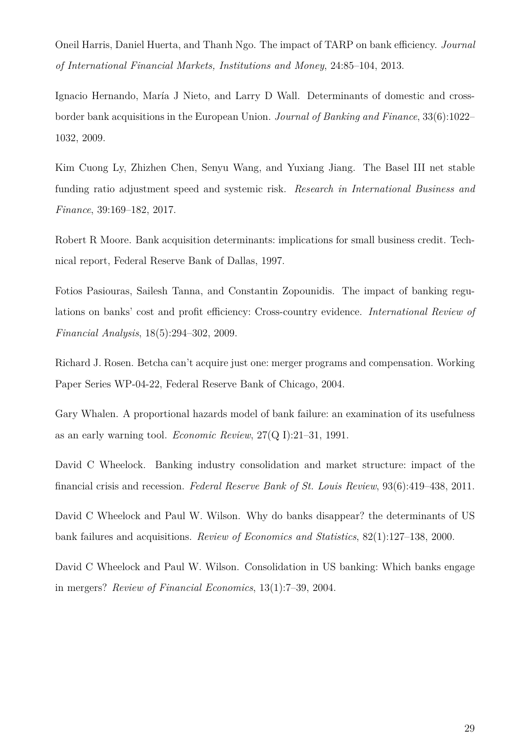Oneil Harris, Daniel Huerta, and Thanh Ngo. The impact of TARP on bank efficiency. *Journal of International Financial Markets, Institutions and Money*, 24:85–104, 2013.

Ignacio Hernando, María J Nieto, and Larry D Wall. Determinants of domestic and cross-border bank acquisitions in the European Union. *Journal of Banking and Finance*, 33(6):1022–1032, 2009.

Kim Cuong Ly, Zhizhen Chen, Senyu Wang, and Yuxiang Jiang. The Basel III net stable funding ratio adjustment speed and systemic risk. *Research in International Business and Finance*, 39:169–182, 2017.

Robert R Moore. Bank acquisition determinants: implications for small business credit. Technical report, Federal Reserve Bank of Dallas, 1997.

Fotios Pasiouras, Sailesh Tanna, and Constantin Zopounidis. The impact of banking regulations on banks' cost and profit efficiency: Cross-country evidence. *International Review of Financial Analysis*, 18(5):294–302, 2009.

Richard J. Rosen. Betcha can't acquire just one: merger programs and compensation. Working Paper Series WP-04-22, Federal Reserve Bank of Chicago, 2004.

Gary Whalen. A proportional hazards model of bank failure: an examination of its usefulness as an early warning tool. *Economic Review*, 27(Q I):21–31, 1991.

David C Wheelock. Banking industry consolidation and market structure: impact of the financial crisis and recession. *Federal Reserve Bank of St. Louis Review*, 93(6):419–438, 2011.

David C Wheelock and Paul W. Wilson. Why do banks disappear? the determinants of US bank failures and acquisitions. *Review of Economics and Statistics*, 82(1):127–138, 2000.

David C Wheelock and Paul W. Wilson. Consolidation in US banking: Which banks engage in mergers? *Review of Financial Economics*, 13(1):7–39, 2004.